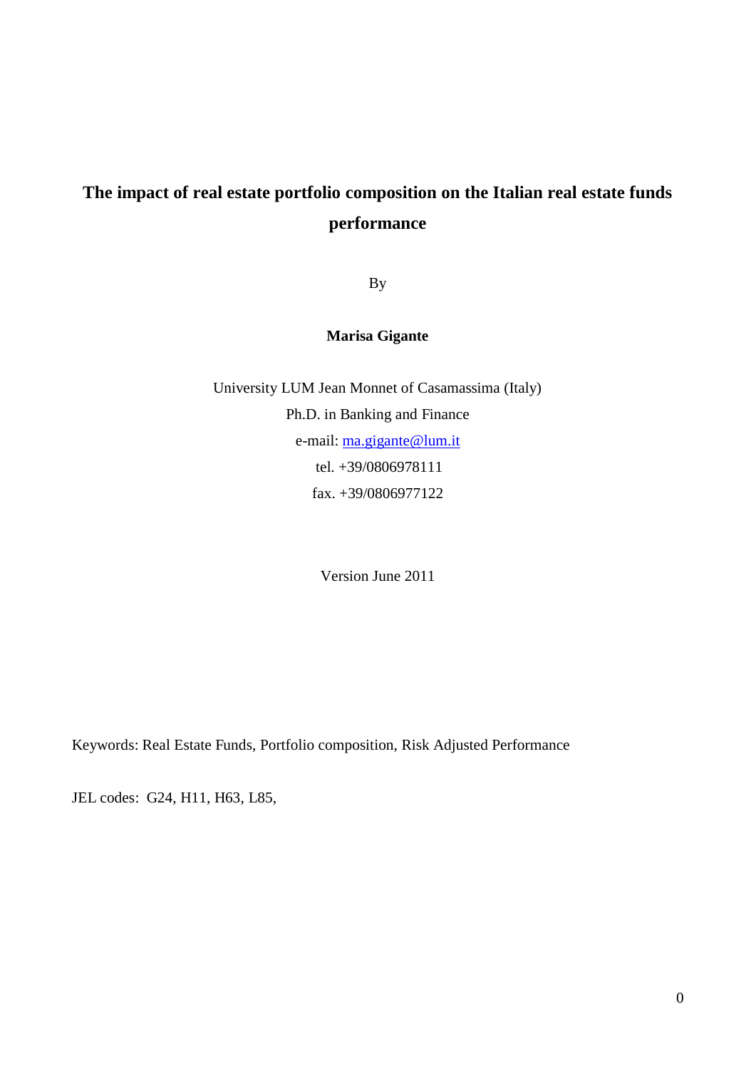# The impact of real estate portfolio composition on the Italian real estate funds performance

By

**Marisa Gigante**

University LUM Jean Monnet of Casamassima (Italy)
Ph.D. in Banking and Finance
e-mail: ma.gigante@lum.it
tel. +39/0806978111
fax. +39/0806977122

Version June 2011

Keywords: Real Estate Funds, Portfolio composition, Risk Adjusted Performance

JEL codes: G24, H11, H63, L85,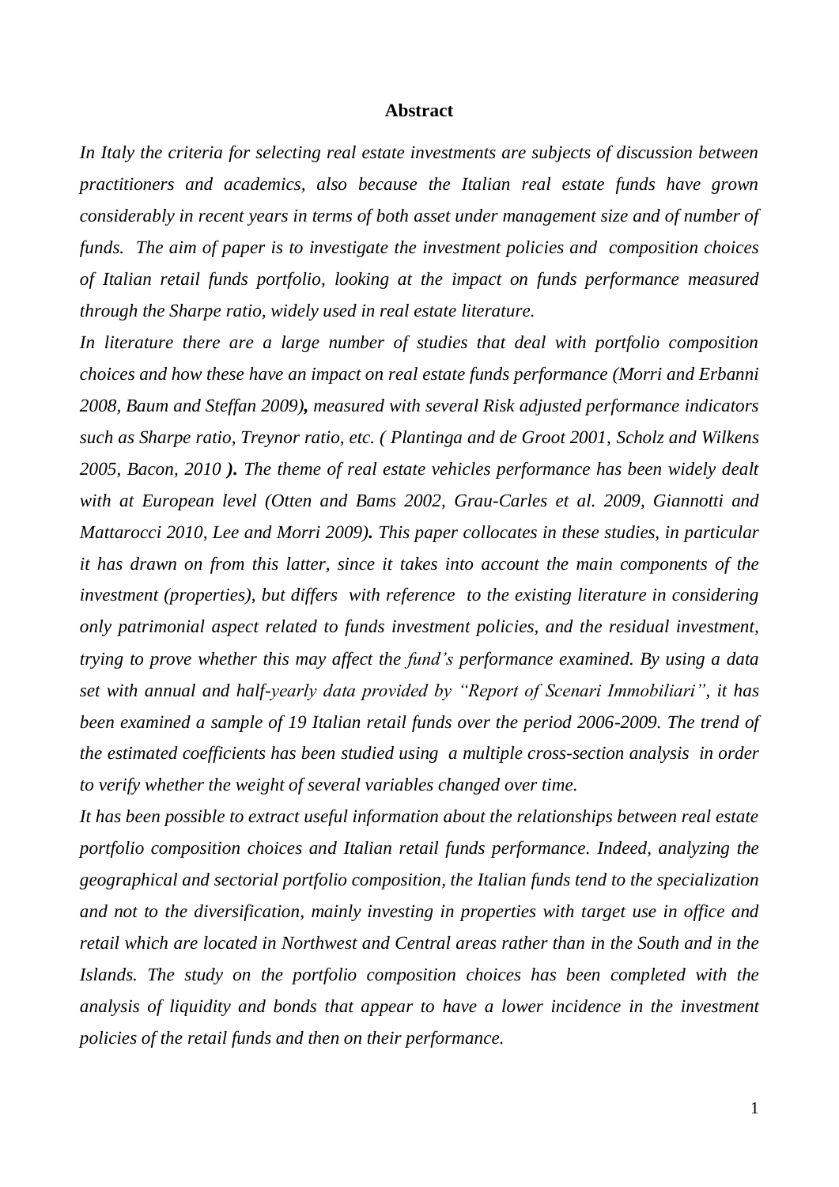**Abstract**

*In Italy the criteria for selecting real estate investments are subjects of discussion between practitioners and academics, also because the Italian real estate funds have grown considerably in recent years in terms of both asset under management size and of number of funds. The aim of paper is to investigate the investment policies and composition choices of Italian retail funds portfolio, looking at the impact on funds performance measured through the Sharpe ratio, widely used in real estate literature.*

*In literature there are a large number of studies that deal with portfolio composition choices and how these have an impact on real estate funds performance (Morri and Erbanni 2008, Baum and Steffan 2009)**,** measured with several Risk adjusted performance indicators such as Sharpe ratio, Treynor ratio, etc. ( Plantinga and de Groot 2001, Scholz and Wilkens 2005, Bacon, 2010 **)**. The theme of real estate vehicles performance has been widely dealt with at European level (Otten and Bams 2002, Grau-Carles et al. 2009, Giannotti and Mattarocci 2010, Lee and Morri 2009)**.** This paper collocates in these studies, in particular it has drawn on from this latter, since it takes into account the main components of the investment (properties), but differs with reference to the existing literature in considering only patrimonial aspect related to funds investment policies, and the residual investment, trying to prove whether this may affect the fund's performance examined. By using a data set with annual and half-yearly data provided by "Report of Scenari Immobiliari", it has been examined a sample of 19 Italian retail funds over the period 2006-2009. The trend of the estimated coefficients has been studied using a multiple cross-section analysis in order to verify whether the weight of several variables changed over time.*

*It has been possible to extract useful information about the relationships between real estate portfolio composition choices and Italian retail funds performance. Indeed, analyzing the geographical and sectorial portfolio composition, the Italian funds tend to the specialization and not to the diversification, mainly investing in properties with target use in office and retail which are located in Northwest and Central areas rather than in the South and in the Islands. The study on the portfolio composition choices has been completed with the analysis of liquidity and bonds that appear to have a lower incidence in the investment policies of the retail funds and then on their performance.*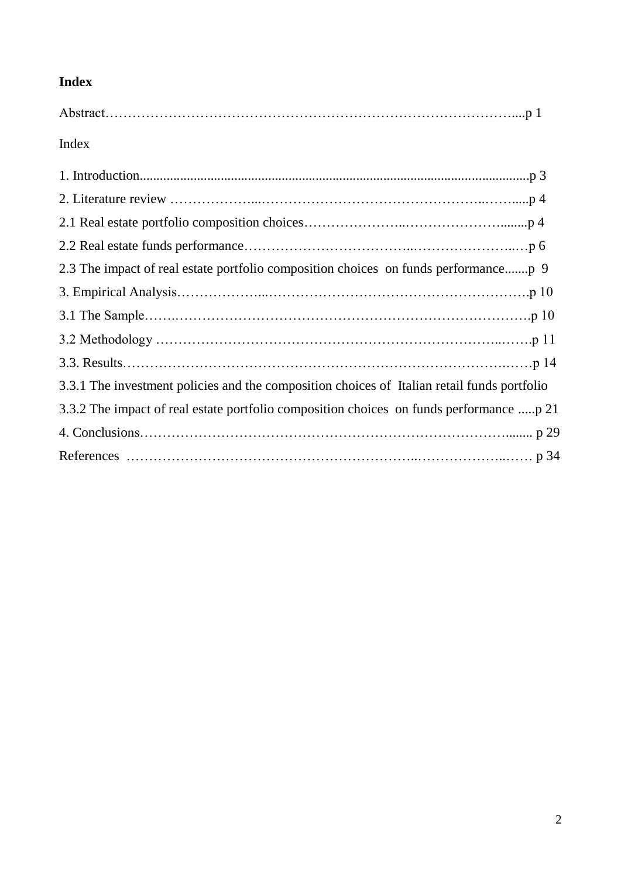**Index**

Abstract………………………………………………………………………………....p 1

Index

1. Introduction.................................................................................................................p 3
2. Literature review ………………...…………………………………………..…….....p 4
2.1 Real estate portfolio composition choices…………………..………………….........p 4
2.2 Real estate funds performance……………………………..…………………..…p 6
2.3 The impact of real estate portfolio composition choices on funds performance.......p 9
3. Empirical Analysis………………...……………………………………………………p 10
3.1 The Sample…….……………………………………………………………………….p 10
3.2 Methodology ………………………………………………………………..…….p 11
3.3. Results………………………………………………………………………….……p 14
3.3.1 The investment policies and the composition choices of Italian retail funds portfolio
3.3.2 The impact of real estate portfolio composition choices on funds performance .....p 21
4. Conclusions……………………………………………………………………….......... p 29
References ………………………………………………………..………………..…… p 34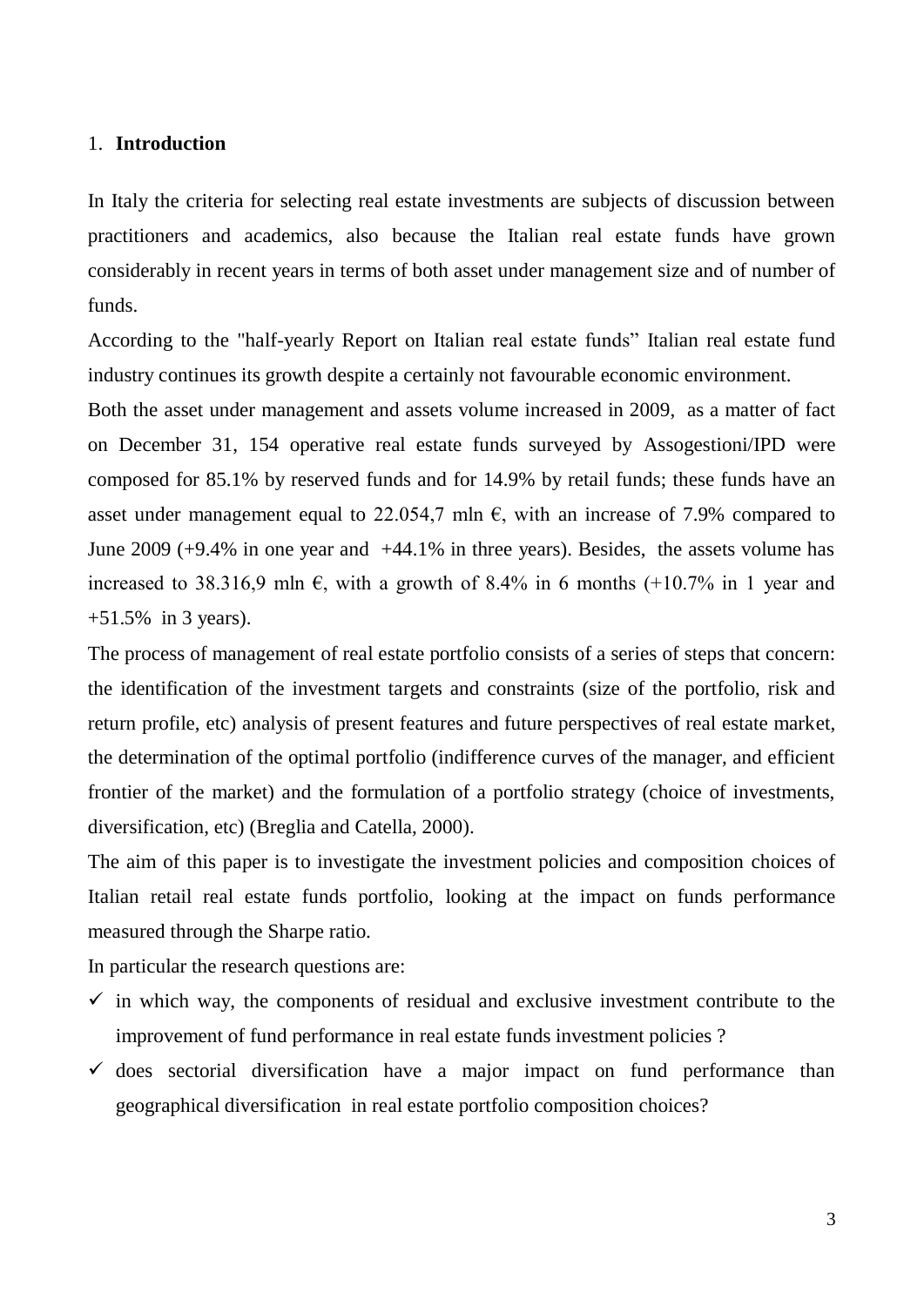## 1. **Introduction**

In Italy the criteria for selecting real estate investments are subjects of discussion between practitioners and academics, also because the Italian real estate funds have grown considerably in recent years in terms of both asset under management size and of number of funds.

According to the "half-yearly Report on Italian real estate funds" Italian real estate fund industry continues its growth despite a certainly not favourable economic environment.

Both the asset under management and assets volume increased in 2009, as a matter of fact on December 31, 154 operative real estate funds surveyed by Assogestioni/IPD were composed for 85.1% by reserved funds and for 14.9% by retail funds; these funds have an asset under management equal to 22.054,7 mln €, with an increase of 7.9% compared to June 2009 (+9.4% in one year and +44.1% in three years). Besides, the assets volume has increased to 38.316,9 mln €, with a growth of 8.4% in 6 months (+10.7% in 1 year and +51.5% in 3 years).

The process of management of real estate portfolio consists of a series of steps that concern: the identification of the investment targets and constraints (size of the portfolio, risk and return profile, etc) analysis of present features and future perspectives of real estate market, the determination of the optimal portfolio (indifference curves of the manager, and efficient frontier of the market) and the formulation of a portfolio strategy (choice of investments, diversification, etc) (Breglia and Catella, 2000).

The aim of this paper is to investigate the investment policies and composition choices of Italian retail real estate funds portfolio, looking at the impact on funds performance measured through the Sharpe ratio.

In particular the research questions are:

- ✓ in which way, the components of residual and exclusive investment contribute to the improvement of fund performance in real estate funds investment policies ?
- ✓ does sectorial diversification have a major impact on fund performance than geographical diversification in real estate portfolio composition choices?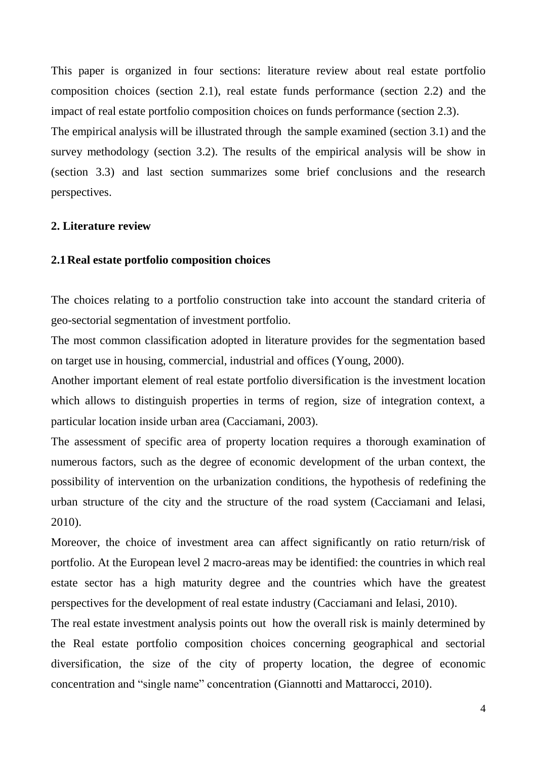This paper is organized in four sections: literature review about real estate portfolio composition choices (section 2.1), real estate funds performance (section 2.2) and the impact of real estate portfolio composition choices on funds performance (section 2.3).

The empirical analysis will be illustrated through the sample examined (section 3.1) and the survey methodology (section 3.2). The results of the empirical analysis will be show in (section 3.3) and last section summarizes some brief conclusions and the research perspectives.

## 2. Literature review

### 2.1 Real estate portfolio composition choices

The choices relating to a portfolio construction take into account the standard criteria of geo-sectorial segmentation of investment portfolio.

The most common classification adopted in literature provides for the segmentation based on target use in housing, commercial, industrial and offices (Young, 2000).

Another important element of real estate portfolio diversification is the investment location which allows to distinguish properties in terms of region, size of integration context, a particular location inside urban area (Cacciamani, 2003).

The assessment of specific area of property location requires a thorough examination of numerous factors, such as the degree of economic development of the urban context, the possibility of intervention on the urbanization conditions, the hypothesis of redefining the urban structure of the city and the structure of the road system (Cacciamani and Ielasi, 2010).

Moreover, the choice of investment area can affect significantly on ratio return/risk of portfolio. At the European level 2 macro-areas may be identified: the countries in which real estate sector has a high maturity degree and the countries which have the greatest perspectives for the development of real estate industry (Cacciamani and Ielasi, 2010).

The real estate investment analysis points out how the overall risk is mainly determined by the Real estate portfolio composition choices concerning geographical and sectorial diversification, the size of the city of property location, the degree of economic concentration and "single name" concentration (Giannotti and Mattarocci, 2010).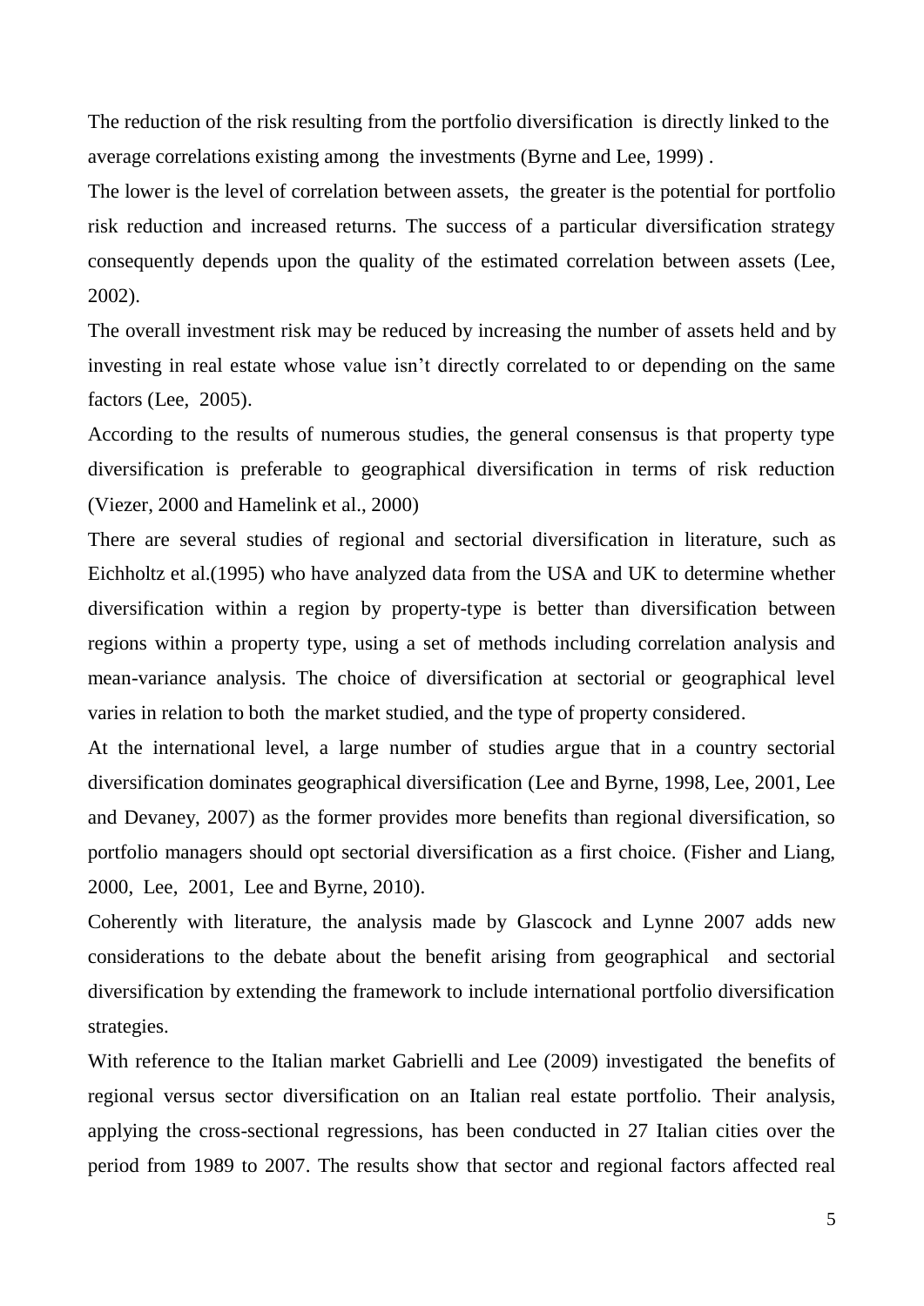The reduction of the risk resulting from the portfolio diversification is directly linked to the average correlations existing among the investments (Byrne and Lee, 1999) .

The lower is the level of correlation between assets, the greater is the potential for portfolio risk reduction and increased returns. The success of a particular diversification strategy consequently depends upon the quality of the estimated correlation between assets (Lee, 2002).

The overall investment risk may be reduced by increasing the number of assets held and by investing in real estate whose value isn't directly correlated to or depending on the same factors (Lee, 2005).

According to the results of numerous studies, the general consensus is that property type diversification is preferable to geographical diversification in terms of risk reduction (Viezer, 2000 and Hamelink et al., 2000)

There are several studies of regional and sectorial diversification in literature, such as Eichholtz et al.(1995) who have analyzed data from the USA and UK to determine whether diversification within a region by property-type is better than diversification between regions within a property type, using a set of methods including correlation analysis and mean-variance analysis. The choice of diversification at sectorial or geographical level varies in relation to both the market studied, and the type of property considered.

At the international level, a large number of studies argue that in a country sectorial diversification dominates geographical diversification (Lee and Byrne, 1998, Lee, 2001, Lee and Devaney, 2007) as the former provides more benefits than regional diversification, so portfolio managers should opt sectorial diversification as a first choice. (Fisher and Liang, 2000, Lee, 2001, Lee and Byrne, 2010).

Coherently with literature, the analysis made by Glascock and Lynne 2007 adds new considerations to the debate about the benefit arising from geographical and sectorial diversification by extending the framework to include international portfolio diversification strategies.

With reference to the Italian market Gabrielli and Lee (2009) investigated the benefits of regional versus sector diversification on an Italian real estate portfolio. Their analysis, applying the cross-sectional regressions, has been conducted in 27 Italian cities over the period from 1989 to 2007. The results show that sector and regional factors affected real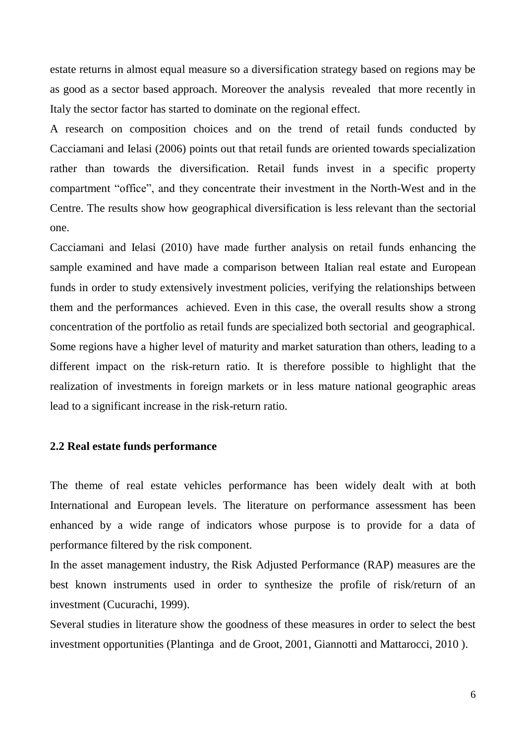estate returns in almost equal measure so a diversification strategy based on regions may be as good as a sector based approach. Moreover the analysis revealed that more recently in Italy the sector factor has started to dominate on the regional effect.

A research on composition choices and on the trend of retail funds conducted by Cacciamani and Ielasi (2006) points out that retail funds are oriented towards specialization rather than towards the diversification. Retail funds invest in a specific property compartment "office", and they concentrate their investment in the North-West and in the Centre. The results show how geographical diversification is less relevant than the sectorial one.

Cacciamani and Ielasi (2010) have made further analysis on retail funds enhancing the sample examined and have made a comparison between Italian real estate and European funds in order to study extensively investment policies, verifying the relationships between them and the performances achieved. Even in this case, the overall results show a strong concentration of the portfolio as retail funds are specialized both sectorial and geographical. Some regions have a higher level of maturity and market saturation than others, leading to a different impact on the risk-return ratio. It is therefore possible to highlight that the realization of investments in foreign markets or in less mature national geographic areas lead to a significant increase in the risk-return ratio.

## 2.2 Real estate funds performance

The theme of real estate vehicles performance has been widely dealt with at both International and European levels. The literature on performance assessment has been enhanced by a wide range of indicators whose purpose is to provide for a data of performance filtered by the risk component.

In the asset management industry, the Risk Adjusted Performance (RAP) measures are the best known instruments used in order to synthesize the profile of risk/return of an investment (Cucurachi, 1999).

Several studies in literature show the goodness of these measures in order to select the best investment opportunities (Plantinga and de Groot, 2001, Giannotti and Mattarocci, 2010 ).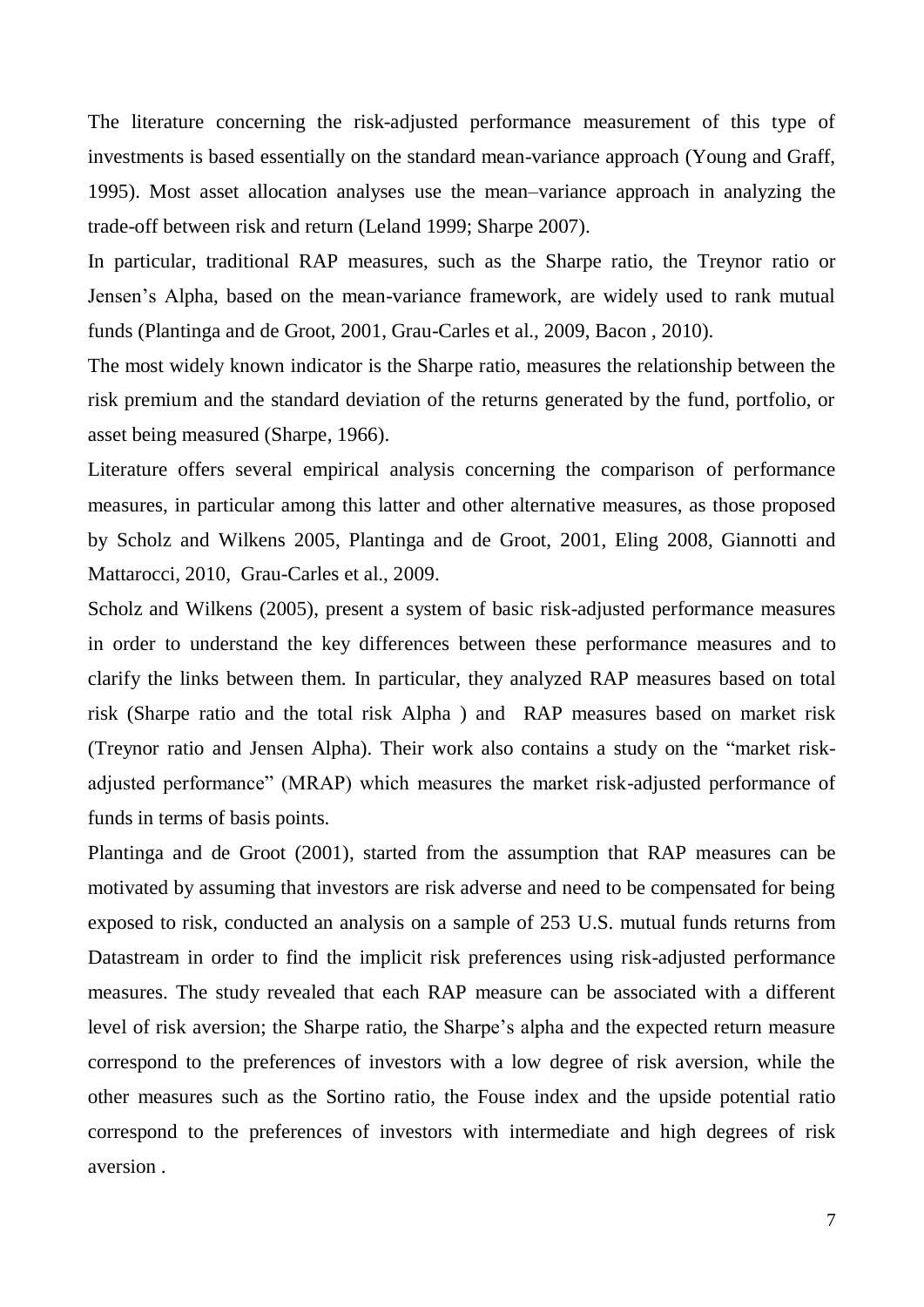The literature concerning the risk-adjusted performance measurement of this type of investments is based essentially on the standard mean-variance approach (Young and Graff, 1995). Most asset allocation analyses use the mean–variance approach in analyzing the trade-off between risk and return (Leland 1999; Sharpe 2007).

In particular, traditional RAP measures, such as the Sharpe ratio, the Treynor ratio or Jensen's Alpha, based on the mean-variance framework, are widely used to rank mutual funds (Plantinga and de Groot, 2001, Grau-Carles et al., 2009, Bacon , 2010).

The most widely known indicator is the Sharpe ratio, measures the relationship between the risk premium and the standard deviation of the returns generated by the fund, portfolio, or asset being measured (Sharpe, 1966).

Literature offers several empirical analysis concerning the comparison of performance measures, in particular among this latter and other alternative measures, as those proposed by Scholz and Wilkens 2005, Plantinga and de Groot, 2001, Eling 2008, Giannotti and Mattarocci, 2010, Grau-Carles et al., 2009.

Scholz and Wilkens (2005), present a system of basic risk-adjusted performance measures in order to understand the key differences between these performance measures and to clarify the links between them. In particular, they analyzed RAP measures based on total risk (Sharpe ratio and the total risk Alpha ) and RAP measures based on market risk (Treynor ratio and Jensen Alpha). Their work also contains a study on the "market risk-adjusted performance" (MRAP) which measures the market risk-adjusted performance of funds in terms of basis points.

Plantinga and de Groot (2001), started from the assumption that RAP measures can be motivated by assuming that investors are risk adverse and need to be compensated for being exposed to risk, conducted an analysis on a sample of 253 U.S. mutual funds returns from Datastream in order to find the implicit risk preferences using risk-adjusted performance measures. The study revealed that each RAP measure can be associated with a different level of risk aversion; the Sharpe ratio, the Sharpe's alpha and the expected return measure correspond to the preferences of investors with a low degree of risk aversion, while the other measures such as the Sortino ratio, the Fouse index and the upside potential ratio correspond to the preferences of investors with intermediate and high degrees of risk aversion .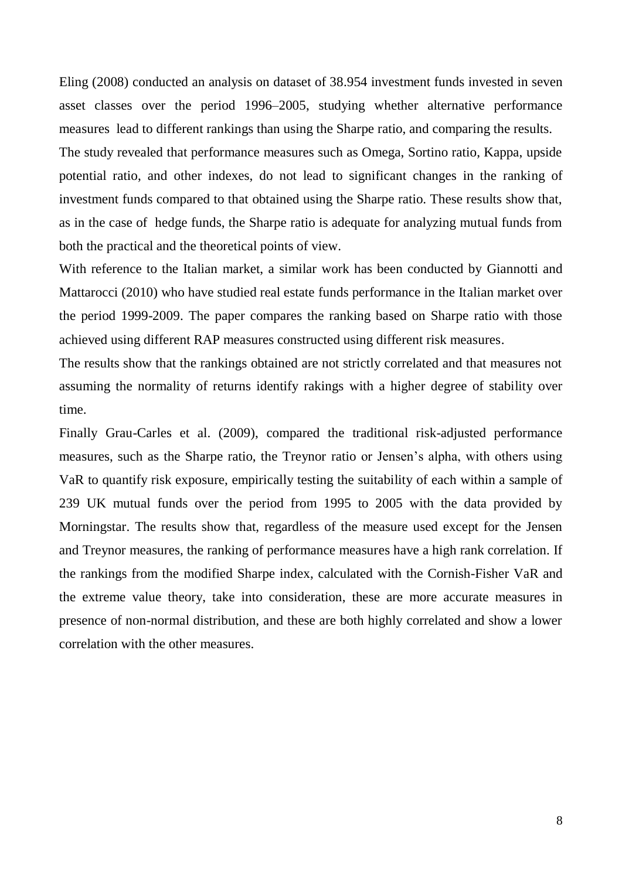Eling (2008) conducted an analysis on dataset of 38.954 investment funds invested in seven asset classes over the period 1996–2005, studying whether alternative performance measures lead to different rankings than using the Sharpe ratio, and comparing the results.

The study revealed that performance measures such as Omega, Sortino ratio, Kappa, upside potential ratio, and other indexes, do not lead to significant changes in the ranking of investment funds compared to that obtained using the Sharpe ratio. These results show that, as in the case of hedge funds, the Sharpe ratio is adequate for analyzing mutual funds from both the practical and the theoretical points of view.

With reference to the Italian market, a similar work has been conducted by Giannotti and Mattarocci (2010) who have studied real estate funds performance in the Italian market over the period 1999-2009. The paper compares the ranking based on Sharpe ratio with those achieved using different RAP measures constructed using different risk measures.

The results show that the rankings obtained are not strictly correlated and that measures not assuming the normality of returns identify rakings with a higher degree of stability over time.

Finally Grau-Carles et al. (2009), compared the traditional risk-adjusted performance measures, such as the Sharpe ratio, the Treynor ratio or Jensen's alpha, with others using VaR to quantify risk exposure, empirically testing the suitability of each within a sample of 239 UK mutual funds over the period from 1995 to 2005 with the data provided by Morningstar. The results show that, regardless of the measure used except for the Jensen and Treynor measures, the ranking of performance measures have a high rank correlation. If the rankings from the modified Sharpe index, calculated with the Cornish-Fisher VaR and the extreme value theory, take into consideration, these are more accurate measures in presence of non-normal distribution, and these are both highly correlated and show a lower correlation with the other measures.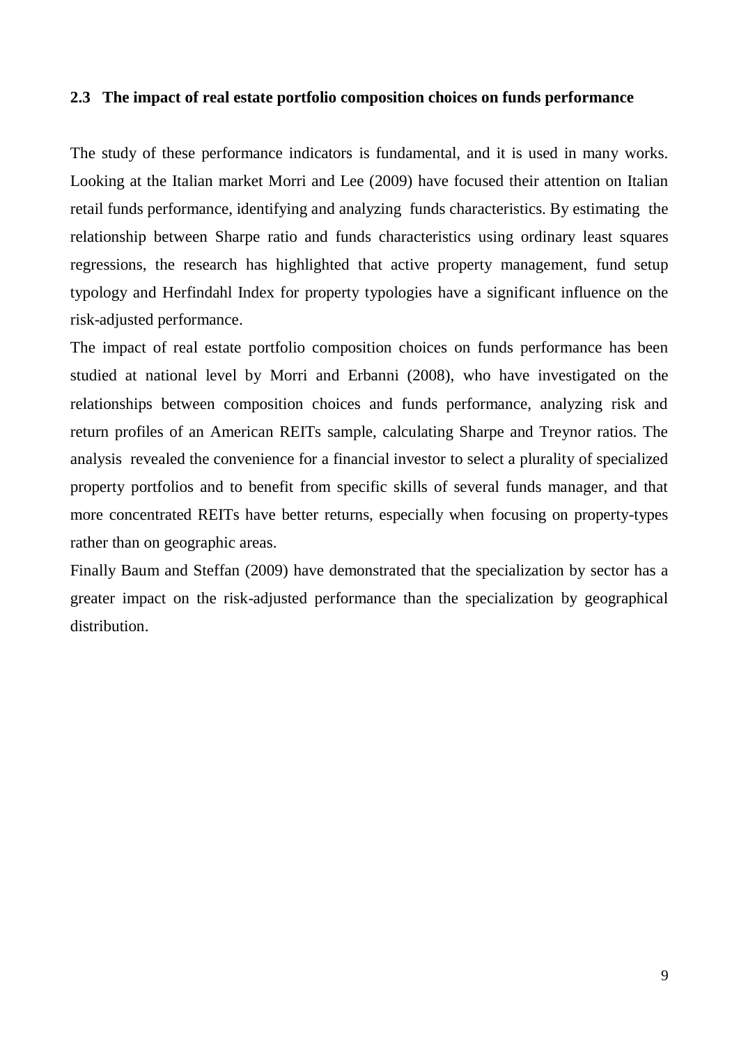### 2.3 The impact of real estate portfolio composition choices on funds performance

The study of these performance indicators is fundamental, and it is used in many works. Looking at the Italian market Morri and Lee (2009) have focused their attention on Italian retail funds performance, identifying and analyzing funds characteristics. By estimating the relationship between Sharpe ratio and funds characteristics using ordinary least squares regressions, the research has highlighted that active property management, fund setup typology and Herfindahl Index for property typologies have a significant influence on the risk-adjusted performance.

The impact of real estate portfolio composition choices on funds performance has been studied at national level by Morri and Erbanni (2008), who have investigated on the relationships between composition choices and funds performance, analyzing risk and return profiles of an American REITs sample, calculating Sharpe and Treynor ratios. The analysis revealed the convenience for a financial investor to select a plurality of specialized property portfolios and to benefit from specific skills of several funds manager, and that more concentrated REITs have better returns, especially when focusing on property-types rather than on geographic areas.

Finally Baum and Steffan (2009) have demonstrated that the specialization by sector has a greater impact on the risk-adjusted performance than the specialization by geographical distribution.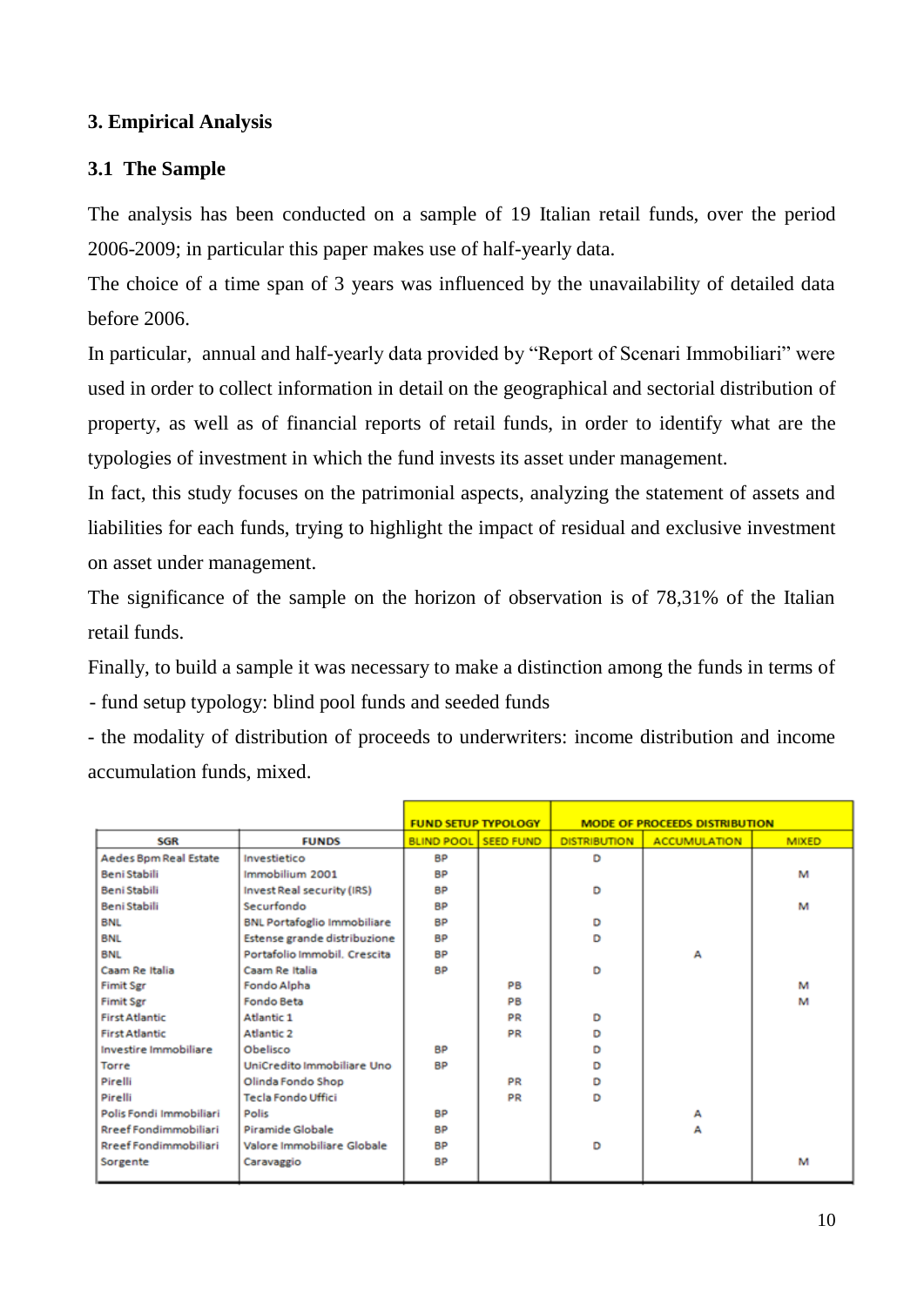## 3. Empirical Analysis

### 3.1 The Sample

The analysis has been conducted on a sample of 19 Italian retail funds, over the period 2006-2009; in particular this paper makes use of half-yearly data.

The choice of a time span of 3 years was influenced by the unavailability of detailed data before 2006.

In particular, annual and half-yearly data provided by "Report of Scenari Immobiliari" were used in order to collect information in detail on the geographical and sectorial distribution of property, as well as of financial reports of retail funds, in order to identify what are the typologies of investment in which the fund invests its asset under management.

In fact, this study focuses on the patrimonial aspects, analyzing the statement of assets and liabilities for each funds, trying to highlight the impact of residual and exclusive investment on asset under management.

The significance of the sample on the horizon of observation is of 78,31% of the Italian retail funds.

Finally, to build a sample it was necessary to make a distinction among the funds in terms of

- fund setup typology: blind pool funds and seeded funds
- the modality of distribution of proceeds to underwriters: income distribution and income accumulation funds, mixed.

| | | FUND SETUP TYPOLOGY | | MODE OF PROCEEDS DISTRIBUTION | | |
|---|---|---|---|---|---|---|
| SGR | FUNDS | BLIND POOL | SEED FUND | DISTRIBUTION | ACCUMULATION | MIXED |
| Aedes Bpm Real Estate | Investietico | BP | | D | | |
| Beni Stabili | Immobilium 2001 | BP | | | | M |
| Beni Stabili | Invest Real security (IRS) | BP | | D | | |
| Beni Stabili | Securfondo | BP | | | | M |
| BNL | BNL Portafoglio Immobiliare | BP | | D | | |
| BNL | Estense grande distribuzione | BP | | D | | |
| BNL | Portafolio Immobil. Crescita | BP | | | A | |
| Caam Re Italia | Caam Re Italia | BP | | D | | |
| Fimit Sgr | Fondo Alpha | | PB | | | M |
| Fimit Sgr | Fondo Beta | | PB | | | M |
| First Atlantic | Atlantic 1 | | PR | D | | |
| First Atlantic | Atlantic 2 | | PR | D | | |
| Investire Immobiliare | Obelisco | BP | | D | | |
| Torre | UniCredito Immobiliare Uno | BP | | D | | |
| Pirelli | Olinda Fondo Shop | | PR | D | | |
| Pirelli | Tecla Fondo Uffici | | PR | D | | |
| Polis Fondi Immobiliari | Polis | BP | | | A | |
| Rreef Fondimmobiliari | Piramide Globale | BP | | | A | |
| Rreef Fondimmobiliari | Valore Immobiliare Globale | BP | | D | | |
| Sorgente | Caravaggio | BP | | | | M |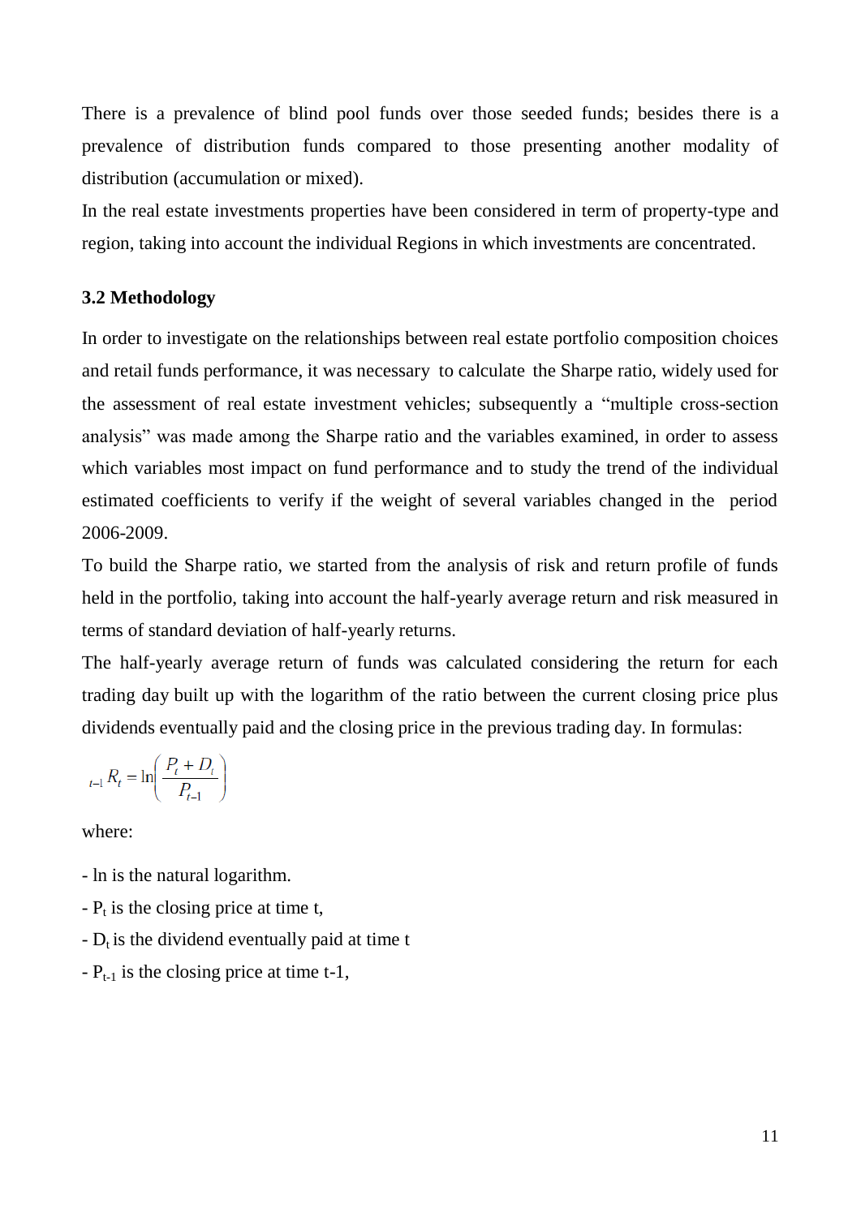There is a prevalence of blind pool funds over those seeded funds; besides there is a prevalence of distribution funds compared to those presenting another modality of distribution (accumulation or mixed).

In the real estate investments properties have been considered in term of property-type and region, taking into account the individual Regions in which investments are concentrated.

### 3.2 Methodology

In order to investigate on the relationships between real estate portfolio composition choices and retail funds performance, it was necessary to calculate the Sharpe ratio, widely used for the assessment of real estate investment vehicles; subsequently a "multiple cross-section analysis" was made among the Sharpe ratio and the variables examined, in order to assess which variables most impact on fund performance and to study the trend of the individual estimated coefficients to verify if the weight of several variables changed in the period 2006-2009.

To build the Sharpe ratio, we started from the analysis of risk and return profile of funds held in the portfolio, taking into account the half-yearly average return and risk measured in terms of standard deviation of half-yearly returns.

The half-yearly average return of funds was calculated considering the return for each trading day built up with the logarithm of the ratio between the current closing price plus dividends eventually paid and the closing price in the previous trading day. In formulas:

$$_{t-1}R_t = \ln\left(\frac{P_t + D_t}{P_{t-1}}\right)$$

where:

- ln is the natural logarithm.
- $P_t$ is the closing price at time t,
- $D_t$ is the dividend eventually paid at time t
- $P_{t-1}$ is the closing price at time t-1,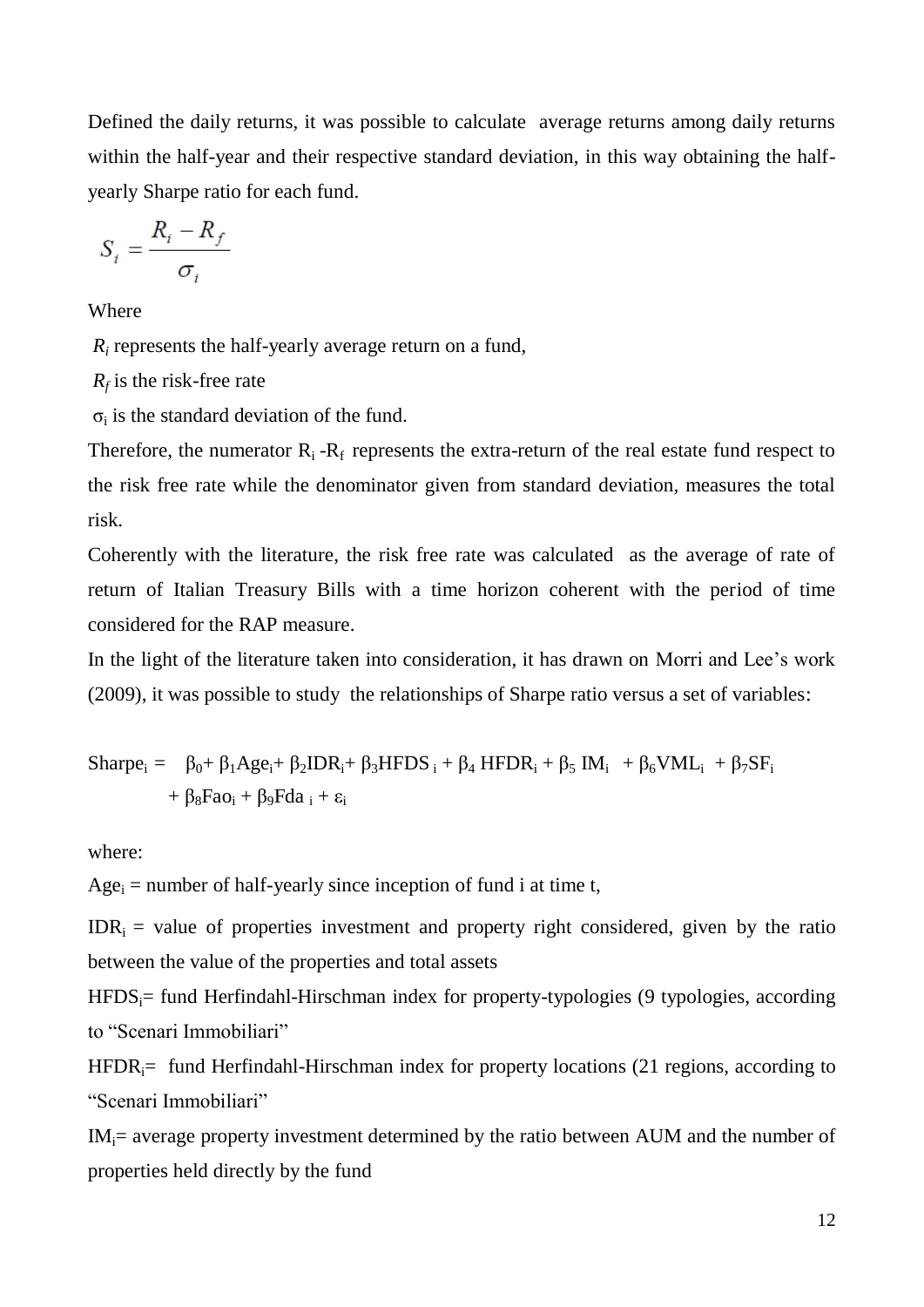Defined the daily returns, it was possible to calculate average returns among daily returns within the half-year and their respective standard deviation, in this way obtaining the half-yearly Sharpe ratio for each fund.

$$S_i = \frac{R_i - R_f}{\sigma_i}$$

Where

$R_i$ represents the half-yearly average return on a fund,

$R_f$ is the risk-free rate

$\sigma_i$ is the standard deviation of the fund.

Therefore, the numerator $R_i - R_f$ represents the extra-return of the real estate fund respect to the risk free rate while the denominator given from standard deviation, measures the total risk.

Coherently with the literature, the risk free rate was calculated as the average of rate of return of Italian Treasury Bills with a time horizon coherent with the period of time considered for the RAP measure.

In the light of the literature taken into consideration, it has drawn on Morri and Lee's work (2009), it was possible to study the relationships of Sharpe ratio versus a set of variables:

$$Sharpe_i = \beta_0 + \beta_1 Age_i + \beta_2 IDR_i + \beta_3 HFDS_i + \beta_4 HFDR_i + \beta_5 IM_i + \beta_6 VML_i + \beta_7 SF_i + \beta_8 Fao_i + \beta_9 Fda_i + \varepsilon_i$$

where:

$Age_i$ = number of half-yearly since inception of fund i at time t,

$IDR_i$ = value of properties investment and property right considered, given by the ratio between the value of the properties and total assets

$HFDS_i$= fund Herfindahl-Hirschman index for property-typologies (9 typologies, according to "Scenari Immobiliari"

$HFDR_i$= fund Herfindahl-Hirschman index for property locations (21 regions, according to "Scenari Immobiliari"

$IM_i$= average property investment determined by the ratio between AUM and the number of properties held directly by the fund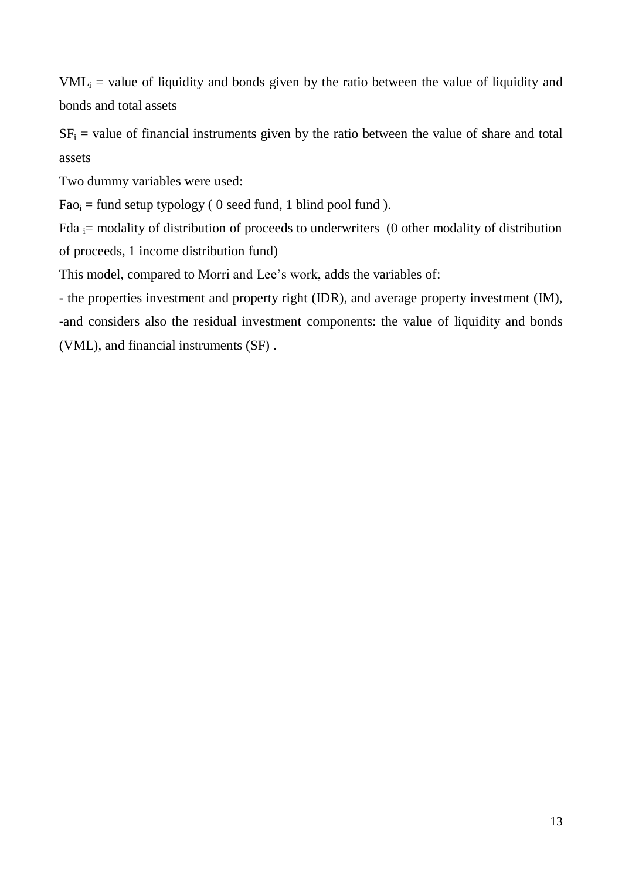$VML_i$ = value of liquidity and bonds given by the ratio between the value of liquidity and bonds and total assets

$SF_i$ = value of financial instruments given by the ratio between the value of share and total assets

Two dummy variables were used:

$Fao_i$ = fund setup typology ( 0 seed fund, 1 blind pool fund ).

$Fda_i$= modality of distribution of proceeds to underwriters (0 other modality of distribution of proceeds, 1 income distribution fund)

This model, compared to Morri and Lee's work, adds the variables of:

- the properties investment and property right (IDR), and average property investment (IM),

-and considers also the residual investment components: the value of liquidity and bonds (VML), and financial instruments (SF) .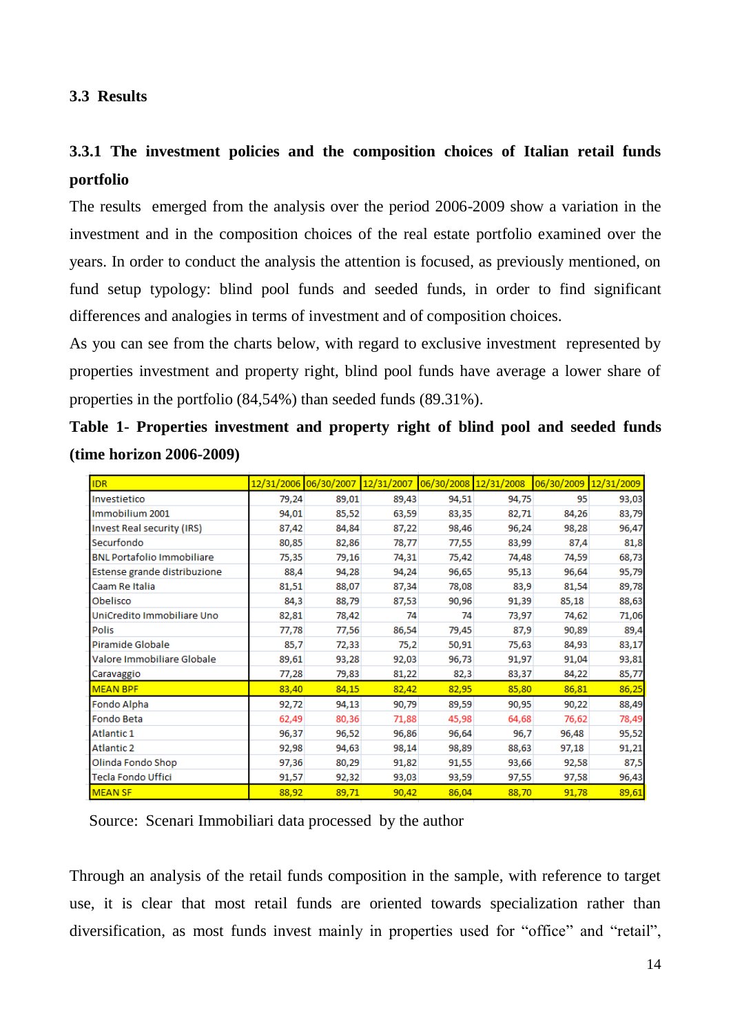### 3.3 Results

#### 3.3.1 The investment policies and the composition choices of Italian retail funds portfolio

The results emerged from the analysis over the period 2006-2009 show a variation in the investment and in the composition choices of the real estate portfolio examined over the years. In order to conduct the analysis the attention is focused, as previously mentioned, on fund setup typology: blind pool funds and seeded funds, in order to find significant differences and analogies in terms of investment and of composition choices.

As you can see from the charts below, with regard to exclusive investment represented by properties investment and property right, blind pool funds have average a lower share of properties in the portfolio (84,54%) than seeded funds (89.31%).

**Table 1- Properties investment and property right of blind pool and seeded funds (time horizon 2006-2009)**

| IDR | 12/31/2006 | 06/30/2007 | 12/31/2007 | 06/30/2008 | 12/31/2008 | 06/30/2009 | 12/31/2009 |
|---|---|---|---|---|---|---|---|
| Investietico | 79,24 | 89,01 | 89,43 | 94,51 | 94,75 | 95 | 93,03 |
| Immobilium 2001 | 94,01 | 85,52 | 63,59 | 83,35 | 82,71 | 84,26 | 83,79 |
| Invest Real security (IRS) | 87,42 | 84,84 | 87,22 | 98,46 | 96,24 | 98,28 | 96,47 |
| Securfondo | 80,85 | 82,86 | 78,77 | 77,55 | 83,99 | 87,4 | 81,8 |
| BNL Portafolio Immobiliare | 75,35 | 79,16 | 74,31 | 75,42 | 74,48 | 74,59 | 68,73 |
| Estense grande distribuzione | 88,4 | 94,28 | 94,24 | 96,65 | 95,13 | 96,64 | 95,79 |
| Caam Re Italia | 81,51 | 88,07 | 87,34 | 78,08 | 83,9 | 81,54 | 89,78 |
| Obelisco | 84,3 | 88,79 | 87,53 | 90,96 | 91,39 | 85,18 | 88,63 |
| UniCredito Immobiliare Uno | 82,81 | 78,42 | 74 | 74 | 73,97 | 74,62 | 71,06 |
| Polis | 77,78 | 77,56 | 86,54 | 79,45 | 87,9 | 90,89 | 89,4 |
| Piramide Globale | 85,7 | 72,33 | 75,2 | 50,91 | 75,63 | 84,93 | 83,17 |
| Valore Immobiliare Globale | 89,61 | 93,28 | 92,03 | 96,73 | 91,97 | 91,04 | 93,81 |
| Caravaggio | 77,28 | 79,83 | 81,22 | 82,3 | 83,37 | 84,22 | 85,77 |
| MEAN BPF | 83,40 | 84,15 | 82,42 | 82,95 | 85,80 | 86,81 | 86,25 |
| Fondo Alpha | 92,72 | 94,13 | 90,79 | 89,59 | 90,95 | 90,22 | 88,49 |
| Fondo Beta | 62,49 | 80,36 | 71,88 | 45,98 | 64,68 | 76,62 | 78,49 |
| Atlantic 1 | 96,37 | 96,52 | 96,86 | 96,64 | 96,7 | 96,48 | 95,52 |
| Atlantic 2 | 92,98 | 94,63 | 98,14 | 98,89 | 88,63 | 97,18 | 91,21 |
| Olinda Fondo Shop | 97,36 | 80,29 | 91,82 | 91,55 | 93,66 | 92,58 | 87,5 |
| Tecla Fondo Uffici | 91,57 | 92,32 | 93,03 | 93,59 | 97,55 | 97,58 | 96,43 |
| MEAN SF | 88,92 | 89,71 | 90,42 | 86,04 | 88,70 | 91,78 | 89,61 |

Source: Scenari Immobiliari data processed by the author

Through an analysis of the retail funds composition in the sample, with reference to target use, it is clear that most retail funds are oriented towards specialization rather than diversification, as most funds invest mainly in properties used for "office" and "retail",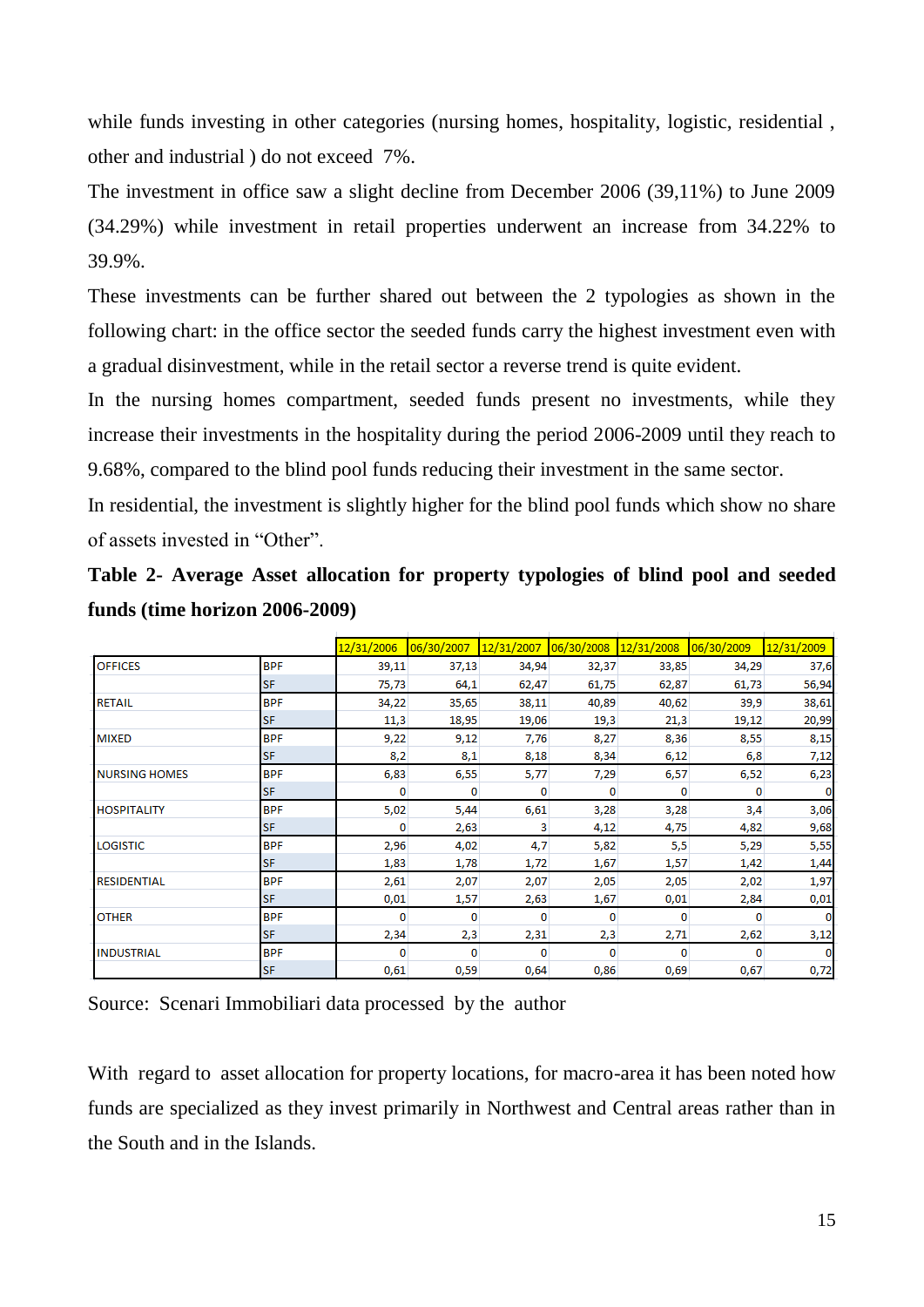while funds investing in other categories (nursing homes, hospitality, logistic, residential , other and industrial ) do not exceed 7%.

The investment in office saw a slight decline from December 2006 (39,11%) to June 2009 (34.29%) while investment in retail properties underwent an increase from 34.22% to 39.9%.

These investments can be further shared out between the 2 typologies as shown in the following chart: in the office sector the seeded funds carry the highest investment even with a gradual disinvestment, while in the retail sector a reverse trend is quite evident.

In the nursing homes compartment, seeded funds present no investments, while they increase their investments in the hospitality during the period 2006-2009 until they reach to 9.68%, compared to the blind pool funds reducing their investment in the same sector.

In residential, the investment is slightly higher for the blind pool funds which show no share of assets invested in "Other".

**Table 2- Average Asset allocation for property typologies of blind pool and seeded funds (time horizon 2006-2009)**

| | | 12/31/2006 | 06/30/2007 | 12/31/2007 | 06/30/2008 | 12/31/2008 | 06/30/2009 | 12/31/2009 |
|---|---|---|---|---|---|---|---|---|
| OFFICES | BPF | 39,11 | 37,13 | 34,94 | 32,37 | 33,85 | 34,29 | 37,6 |
| | SF | 75,73 | 64,1 | 62,47 | 61,75 | 62,87 | 61,73 | 56,94 |
| RETAIL | BPF | 34,22 | 35,65 | 38,11 | 40,89 | 40,62 | 39,9 | 38,61 |
| | SF | 11,3 | 18,95 | 19,06 | 19,3 | 21,3 | 19,12 | 20,99 |
| MIXED | BPF | 9,22 | 9,12 | 7,76 | 8,27 | 8,36 | 8,55 | 8,15 |
| | SF | 8,2 | 8,1 | 8,18 | 8,34 | 6,12 | 6,8 | 7,12 |
| NURSING HOMES | BPF | 6,83 | 6,55 | 5,77 | 7,29 | 6,57 | 6,52 | 6,23 |
| | SF | 0 | 0 | 0 | 0 | 0 | 0 | 0 |
| HOSPITALITY | BPF | 5,02 | 5,44 | 6,61 | 3,28 | 3,28 | 3,4 | 3,06 |
| | SF | 0 | 2,63 | 3 | 4,12 | 4,75 | 4,82 | 9,68 |
| LOGISTIC | BPF | 2,96 | 4,02 | 4,7 | 5,82 | 5,5 | 5,29 | 5,55 |
| | SF | 1,83 | 1,78 | 1,72 | 1,67 | 1,57 | 1,42 | 1,44 |
| RESIDENTIAL | BPF | 2,61 | 2,07 | 2,07 | 2,05 | 2,05 | 2,02 | 1,97 |
| | SF | 0,01 | 1,57 | 2,63 | 1,67 | 0,01 | 2,84 | 0,01 |
| OTHER | BPF | 0 | 0 | 0 | 0 | 0 | 0 | 0 |
| | SF | 2,34 | 2,3 | 2,31 | 2,3 | 2,71 | 2,62 | 3,12 |
| INDUSTRIAL | BPF | 0 | 0 | 0 | 0 | 0 | 0 | 0 |
| | SF | 0,61 | 0,59 | 0,64 | 0,86 | 0,69 | 0,67 | 0,72 |

Source: Scenari Immobiliari data processed by the author

With regard to asset allocation for property locations, for macro-area it has been noted how funds are specialized as they invest primarily in Northwest and Central areas rather than in the South and in the Islands.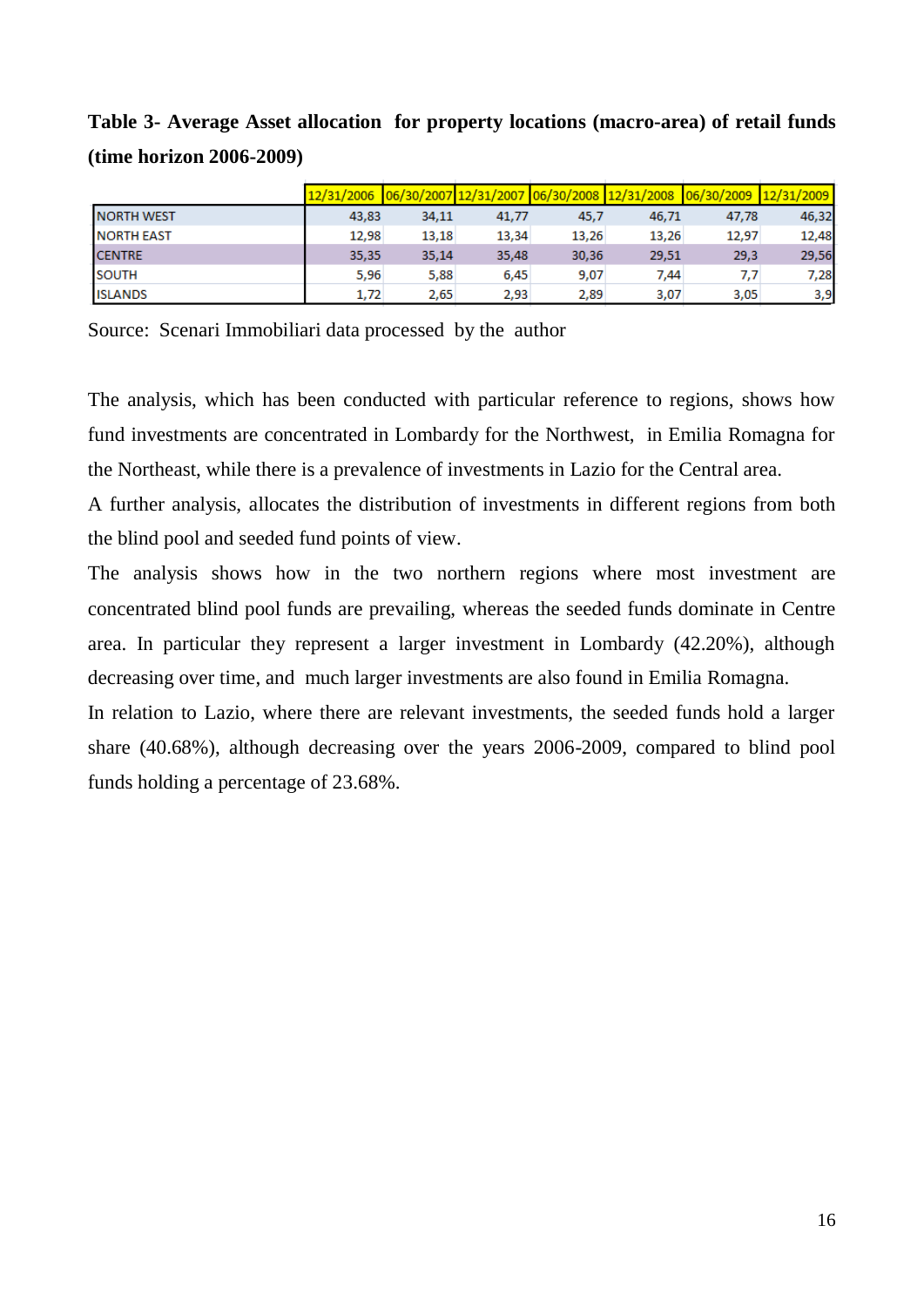**Table 3- Average Asset allocation for property locations (macro-area) of retail funds (time horizon 2006-2009)**

| | 12/31/2006 | 06/30/2007 | 12/31/2007 | 06/30/2008 | 12/31/2008 | 06/30/2009 | 12/31/2009 |
|---|---|---|---|---|---|---|---|
| NORTH WEST | 43,83 | 34,11 | 41,77 | 45,7 | 46,71 | 47,78 | 46,32 |
| NORTH EAST | 12,98 | 13,18 | 13,34 | 13,26 | 13,26 | 12,97 | 12,48 |
| CENTRE | 35,35 | 35,14 | 35,48 | 30,36 | 29,51 | 29,3 | 29,56 |
| SOUTH | 5,96 | 5,88 | 6,45 | 9,07 | 7,44 | 7,7 | 7,28 |
| ISLANDS | 1,72 | 2,65 | 2,93 | 2,89 | 3,07 | 3,05 | 3,9 |

Source: Scenari Immobiliari data processed by the author

The analysis, which has been conducted with particular reference to regions, shows how fund investments are concentrated in Lombardy for the Northwest, in Emilia Romagna for the Northeast, while there is a prevalence of investments in Lazio for the Central area.

A further analysis, allocates the distribution of investments in different regions from both the blind pool and seeded fund points of view.

The analysis shows how in the two northern regions where most investment are concentrated blind pool funds are prevailing, whereas the seeded funds dominate in Centre area. In particular they represent a larger investment in Lombardy (42.20%), although decreasing over time, and much larger investments are also found in Emilia Romagna.

In relation to Lazio, where there are relevant investments, the seeded funds hold a larger share (40.68%), although decreasing over the years 2006-2009, compared to blind pool funds holding a percentage of 23.68%.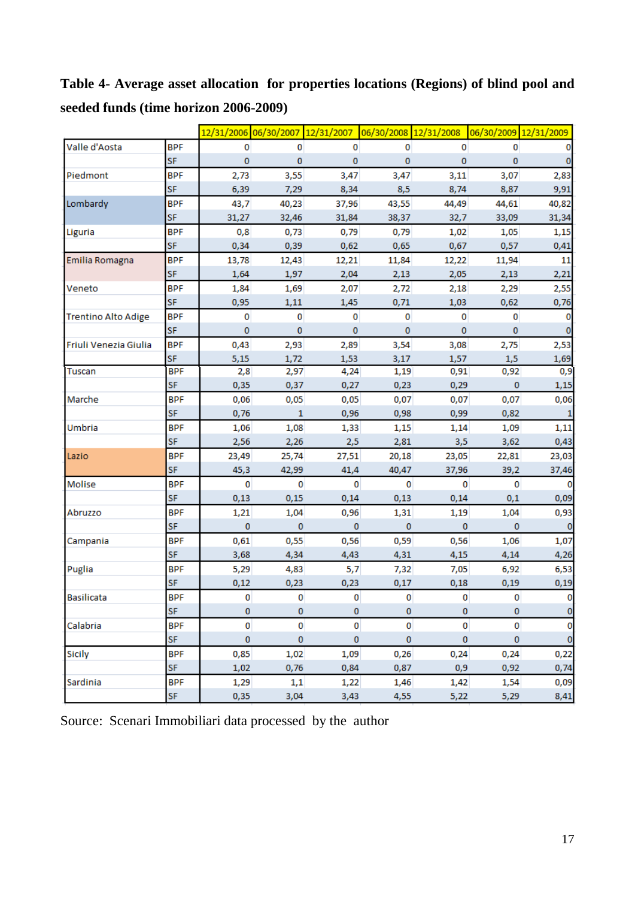**Table 4- Average asset allocation for properties locations (Regions) of blind pool and seeded funds (time horizon 2006-2009)**

| | | 12/31/2006 | 06/30/2007 | 12/31/2007 | 06/30/2008 | 12/31/2008 | 06/30/2009 | 12/31/2009 |
|---|---|---|---|---|---|---|---|---|
| Valle d'Aosta | BPF | 0 | 0 | 0 | 0 | 0 | 0 | 0 |
| | SF | 0 | 0 | 0 | 0 | 0 | 0 | 0 |
| Piedmont | BPF | 2,73 | 3,55 | 3,47 | 3,47 | 3,11 | 3,07 | 2,83 |
| | SF | 6,39 | 7,29 | 8,34 | 8,5 | 8,74 | 8,87 | 9,91 |
| Lombardy | BPF | 43,7 | 40,23 | 37,96 | 43,55 | 44,49 | 44,61 | 40,82 |
| | SF | 31,27 | 32,46 | 31,84 | 38,37 | 32,7 | 33,09 | 31,34 |
| Liguria | BPF | 0,8 | 0,73 | 0,79 | 0,79 | 1,02 | 1,05 | 1,15 |
| | SF | 0,34 | 0,39 | 0,62 | 0,65 | 0,67 | 0,57 | 0,41 |
| Emilia Romagna | BPF | 13,78 | 12,43 | 12,21 | 11,84 | 12,22 | 11,94 | 11 |
| | SF | 1,64 | 1,97 | 2,04 | 2,13 | 2,05 | 2,13 | 2,21 |
| Veneto | BPF | 1,84 | 1,69 | 2,07 | 2,72 | 2,18 | 2,29 | 2,55 |
| | SF | 0,95 | 1,11 | 1,45 | 0,71 | 1,03 | 0,62 | 0,76 |
| Trentino Alto Adige | BPF | 0 | 0 | 0 | 0 | 0 | 0 | 0 |
| | SF | 0 | 0 | 0 | 0 | 0 | 0 | 0 |
| Friuli Venezia Giulia | BPF | 0,43 | 2,93 | 2,89 | 3,54 | 3,08 | 2,75 | 2,53 |
| | SF | 5,15 | 1,72 | 1,53 | 3,17 | 1,57 | 1,5 | 1,69 |
| Tuscan | BPF | 2,8 | 2,97 | 4,24 | 1,19 | 0,91 | 0,92 | 0,9 |
| | SF | 0,35 | 0,37 | 0,27 | 0,23 | 0,29 | 0 | 1,15 |
| Marche | BPF | 0,06 | 0,05 | 0,05 | 0,07 | 0,07 | 0,07 | 0,06 |
| | SF | 0,76 | 1 | 0,96 | 0,98 | 0,99 | 0,82 | 1 |
| Umbria | BPF | 1,06 | 1,08 | 1,33 | 1,15 | 1,14 | 1,09 | 1,11 |
| | SF | 2,56 | 2,26 | 2,5 | 2,81 | 3,5 | 3,62 | 0,43 |
| Lazio | BPF | 23,49 | 25,74 | 27,51 | 20,18 | 23,05 | 22,81 | 23,03 |
| | SF | 45,3 | 42,99 | 41,4 | 40,47 | 37,96 | 39,2 | 37,46 |
| Molise | BPF | 0 | 0 | 0 | 0 | 0 | 0 | 0 |
| | SF | 0,13 | 0,15 | 0,14 | 0,13 | 0,14 | 0,1 | 0,09 |
| Abruzzo | BPF | 1,21 | 1,04 | 0,96 | 1,31 | 1,19 | 1,04 | 0,93 |
| | SF | 0 | 0 | 0 | 0 | 0 | 0 | 0 |
| Campania | BPF | 0,61 | 0,55 | 0,56 | 0,59 | 0,56 | 1,06 | 1,07 |
| | SF | 3,68 | 4,34 | 4,43 | 4,31 | 4,15 | 4,14 | 4,26 |
| Puglia | BPF | 5,29 | 4,83 | 5,7 | 7,32 | 7,05 | 6,92 | 6,53 |
| | SF | 0,12 | 0,23 | 0,23 | 0,17 | 0,18 | 0,19 | 0,19 |
| Basilicata | BPF | 0 | 0 | 0 | 0 | 0 | 0 | 0 |
| | SF | 0 | 0 | 0 | 0 | 0 | 0 | 0 |
| Calabria | BPF | 0 | 0 | 0 | 0 | 0 | 0 | 0 |
| | SF | 0 | 0 | 0 | 0 | 0 | 0 | 0 |
| Sicily | BPF | 0,85 | 1,02 | 1,09 | 0,26 | 0,24 | 0,24 | 0,22 |
| | SF | 1,02 | 0,76 | 0,84 | 0,87 | 0,9 | 0,92 | 0,74 |
| Sardinia | BPF | 1,29 | 1,1 | 1,22 | 1,46 | 1,42 | 1,54 | 0,09 |
| | SF | 0,35 | 3,04 | 3,43 | 4,55 | 5,22 | 5,29 | 8,41 |

Source: Scenari Immobiliari data processed by the author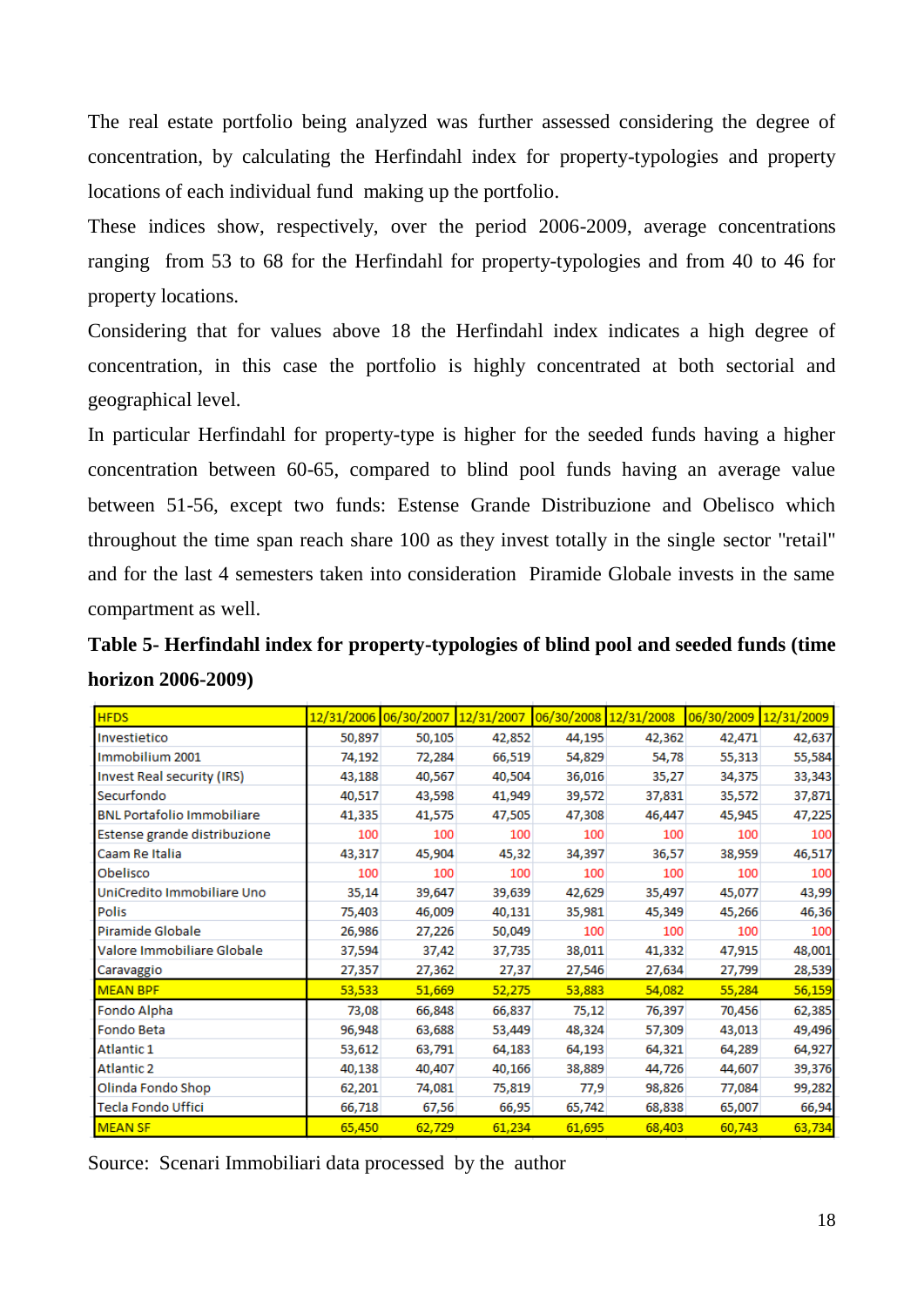The real estate portfolio being analyzed was further assessed considering the degree of concentration, by calculating the Herfindahl index for property-typologies and property locations of each individual fund making up the portfolio.

These indices show, respectively, over the period 2006-2009, average concentrations ranging from 53 to 68 for the Herfindahl for property-typologies and from 40 to 46 for property locations.

Considering that for values above 18 the Herfindahl index indicates a high degree of concentration, in this case the portfolio is highly concentrated at both sectorial and geographical level.

In particular Herfindahl for property-type is higher for the seeded funds having a higher concentration between 60-65, compared to blind pool funds having an average value between 51-56, except two funds: Estense Grande Distribuzione and Obelisco which throughout the time span reach share 100 as they invest totally in the single sector "retail" and for the last 4 semesters taken into consideration Piramide Globale invests in the same compartment as well.

**Table 5- Herfindahl index for property-typologies of blind pool and seeded funds (time horizon 2006-2009)**

| HFDS | 12/31/2006 | 06/30/2007 | 12/31/2007 | 06/30/2008 | 12/31/2008 | 06/30/2009 | 12/31/2009 |
|---|---|---|---|---|---|---|---|
| Investietico | 50,897 | 50,105 | 42,852 | 44,195 | 42,362 | 42,471 | 42,637 |
| Immobilium 2001 | 74,192 | 72,284 | 66,519 | 54,829 | 54,78 | 55,313 | 55,584 |
| Invest Real security (IRS) | 43,188 | 40,567 | 40,504 | 36,016 | 35,27 | 34,375 | 33,343 |
| Securfondo | 40,517 | 43,598 | 41,949 | 39,572 | 37,831 | 35,572 | 37,871 |
| BNL Portafolio Immobiliare | 41,335 | 41,575 | 47,505 | 47,308 | 46,447 | 45,945 | 47,225 |
| Estense grande distribuzione | 100 | 100 | 100 | 100 | 100 | 100 | 100 |
| Caam Re Italia | 43,317 | 45,904 | 45,32 | 34,397 | 36,57 | 38,959 | 46,517 |
| Obelisco | 100 | 100 | 100 | 100 | 100 | 100 | 100 |
| UniCredito Immobiliare Uno | 35,14 | 39,647 | 39,639 | 42,629 | 35,497 | 45,077 | 43,99 |
| Polis | 75,403 | 46,009 | 40,131 | 35,981 | 45,349 | 45,266 | 46,36 |
| Piramide Globale | 26,986 | 27,226 | 50,049 | 100 | 100 | 100 | 100 |
| Valore Immobiliare Globale | 37,594 | 37,42 | 37,735 | 38,011 | 41,332 | 47,915 | 48,001 |
| Caravaggio | 27,357 | 27,362 | 27,37 | 27,546 | 27,634 | 27,799 | 28,539 |
| MEAN BPF | 53,533 | 51,669 | 52,275 | 53,883 | 54,082 | 55,284 | 56,159 |
| Fondo Alpha | 73,08 | 66,848 | 66,837 | 75,12 | 76,397 | 70,456 | 62,385 |
| Fondo Beta | 96,948 | 63,688 | 53,449 | 48,324 | 57,309 | 43,013 | 49,496 |
| Atlantic 1 | 53,612 | 63,791 | 64,183 | 64,193 | 64,321 | 64,289 | 64,927 |
| Atlantic 2 | 40,138 | 40,407 | 40,166 | 38,889 | 44,726 | 44,607 | 39,376 |
| Olinda Fondo Shop | 62,201 | 74,081 | 75,819 | 77,9 | 98,826 | 77,084 | 99,282 |
| Tecla Fondo Uffici | 66,718 | 67,56 | 66,95 | 65,742 | 68,838 | 65,007 | 66,94 |
| MEAN SF | 65,450 | 62,729 | 61,234 | 61,695 | 68,403 | 60,743 | 63,734 |

Source: Scenari Immobiliari data processed by the author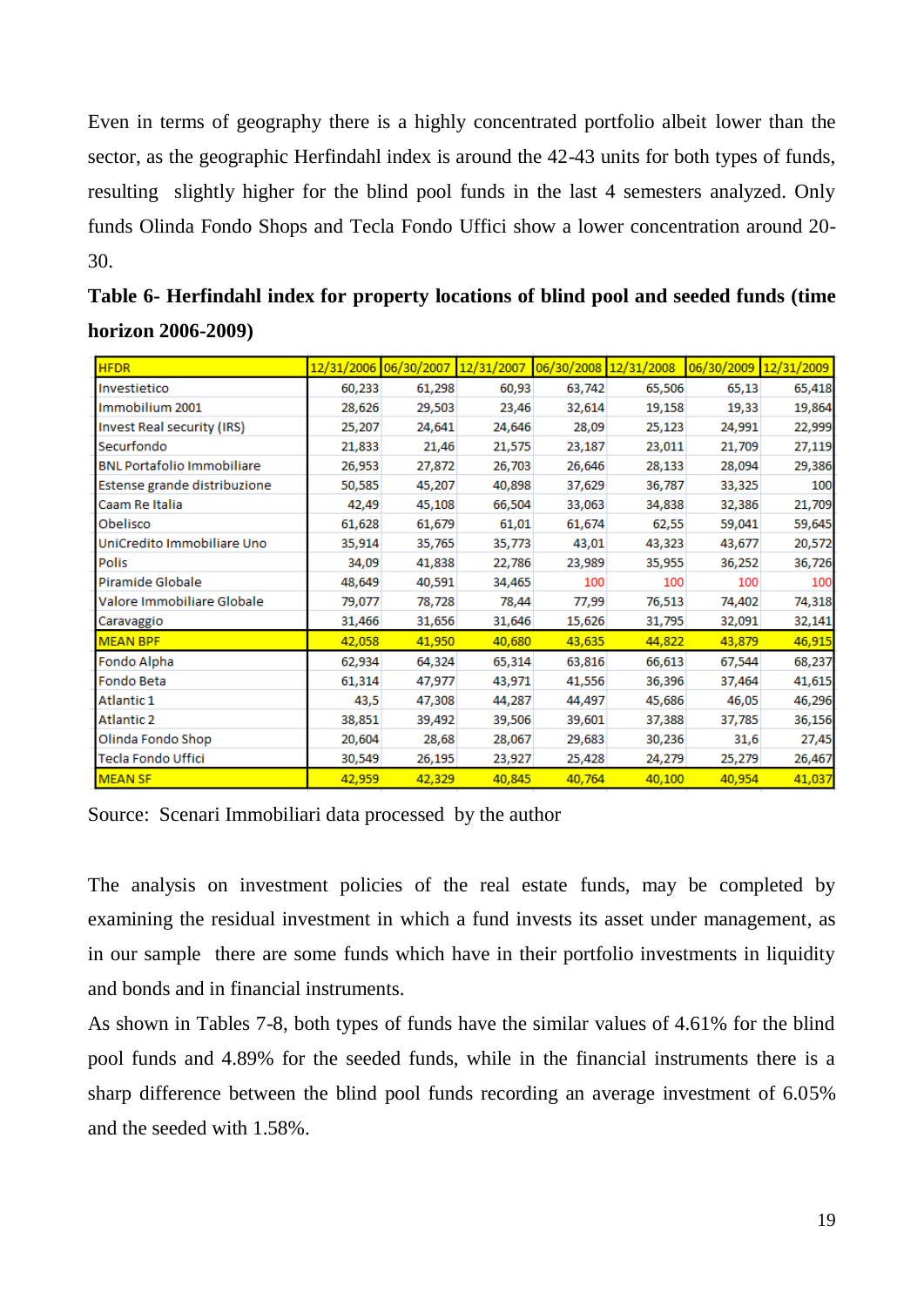Even in terms of geography there is a highly concentrated portfolio albeit lower than the sector, as the geographic Herfindahl index is around the 42-43 units for both types of funds, resulting slightly higher for the blind pool funds in the last 4 semesters analyzed. Only funds Olinda Fondo Shops and Tecla Fondo Uffici show a lower concentration around 20-30.

**Table 6- Herfindahl index for property locations of blind pool and seeded funds (time horizon 2006-2009)**

| HFDR | 12/31/2006 | 06/30/2007 | 12/31/2007 | 06/30/2008 | 12/31/2008 | 06/30/2009 | 12/31/2009 |
|---|---|---|---|---|---|---|---|
| Investietico | 60,233 | 61,298 | 60,93 | 63,742 | 65,506 | 65,13 | 65,418 |
| Immobilium 2001 | 28,626 | 29,503 | 23,46 | 32,614 | 19,158 | 19,33 | 19,864 |
| Invest Real security (IRS) | 25,207 | 24,641 | 24,646 | 28,09 | 25,123 | 24,991 | 22,999 |
| Securfondo | 21,833 | 21,46 | 21,575 | 23,187 | 23,011 | 21,709 | 27,119 |
| BNL Portafolio Immobiliare | 26,953 | 27,872 | 26,703 | 26,646 | 28,133 | 28,094 | 29,386 |
| Estense grande distribuzione | 50,585 | 45,207 | 40,898 | 37,629 | 36,787 | 33,325 | 100 |
| Caam Re Italia | 42,49 | 45,108 | 66,504 | 33,063 | 34,838 | 32,386 | 21,709 |
| Obelisco | 61,628 | 61,679 | 61,01 | 61,674 | 62,55 | 59,041 | 59,645 |
| UniCredito Immobiliare Uno | 35,914 | 35,765 | 35,773 | 43,01 | 43,323 | 43,677 | 20,572 |
| Polis | 34,09 | 41,838 | 22,786 | 23,989 | 35,955 | 36,252 | 36,726 |
| Piramide Globale | 48,649 | 40,591 | 34,465 | 100 | 100 | 100 | 100 |
| Valore Immobiliare Globale | 79,077 | 78,728 | 78,44 | 77,99 | 76,513 | 74,402 | 74,318 |
| Caravaggio | 31,466 | 31,656 | 31,646 | 15,626 | 31,795 | 32,091 | 32,141 |
| MEAN BPF | 42,058 | 41,950 | 40,680 | 43,635 | 44,822 | 43,879 | 46,915 |
| Fondo Alpha | 62,934 | 64,324 | 65,314 | 63,816 | 66,613 | 67,544 | 68,237 |
| Fondo Beta | 61,314 | 47,977 | 43,971 | 41,556 | 36,396 | 37,464 | 41,615 |
| Atlantic 1 | 43,5 | 47,308 | 44,287 | 44,497 | 45,686 | 46,05 | 46,296 |
| Atlantic 2 | 38,851 | 39,492 | 39,506 | 39,601 | 37,388 | 37,785 | 36,156 |
| Olinda Fondo Shop | 20,604 | 28,68 | 28,067 | 29,683 | 30,236 | 31,6 | 27,45 |
| Tecla Fondo Uffici | 30,549 | 26,195 | 23,927 | 25,428 | 24,279 | 25,279 | 26,467 |
| MEAN SF | 42,959 | 42,329 | 40,845 | 40,764 | 40,100 | 40,954 | 41,037 |

Source: Scenari Immobiliari data processed by the author

The analysis on investment policies of the real estate funds, may be completed by examining the residual investment in which a fund invests its asset under management, as in our sample there are some funds which have in their portfolio investments in liquidity and bonds and in financial instruments.

As shown in Tables 7-8, both types of funds have the similar values of 4.61% for the blind pool funds and 4.89% for the seeded funds, while in the financial instruments there is a sharp difference between the blind pool funds recording an average investment of 6.05% and the seeded with 1.58%.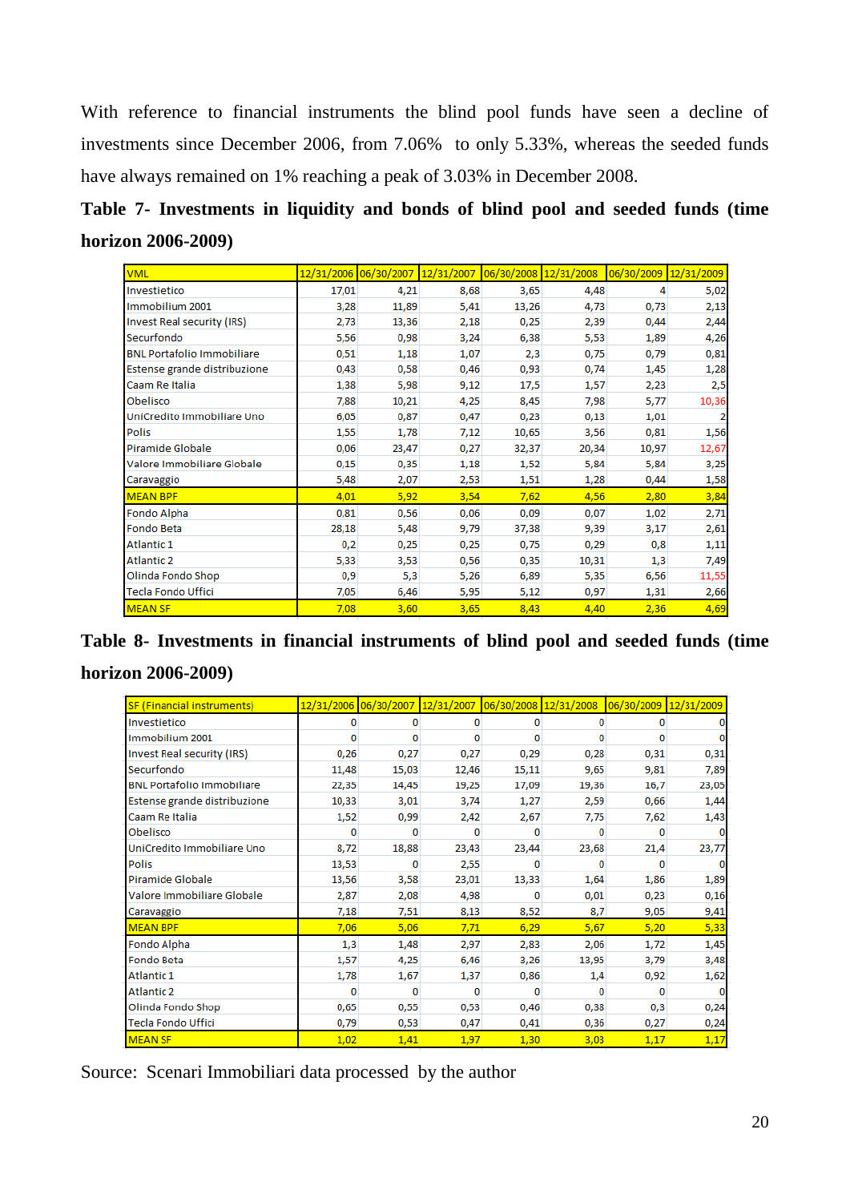With reference to financial instruments the blind pool funds have seen a decline of investments since December 2006, from 7.06% to only 5.33%, whereas the seeded funds have always remained on 1% reaching a peak of 3.03% in December 2008.

**Table 7- Investments in liquidity and bonds of blind pool and seeded funds (time horizon 2006-2009)**

| VML | 12/31/2006 | 06/30/2007 | 12/31/2007 | 06/30/2008 | 12/31/2008 | 06/30/2009 | 12/31/2009 |
|---|---|---|---|---|---|---|---|
| Investietico | 17,01 | 4,21 | 8,68 | 3,65 | 4,48 | 4 | 5,02 |
| Immobilium 2001 | 3,28 | 11,89 | 5,41 | 13,26 | 4,73 | 0,73 | 2,13 |
| Invest Real security (IRS) | 2,73 | 13,36 | 2,18 | 0,25 | 2,39 | 0,44 | 2,44 |
| Securfondo | 5,56 | 0,98 | 3,24 | 6,38 | 5,53 | 1,89 | 4,26 |
| BNL Portafolio Immobiliare | 0,51 | 1,18 | 1,07 | 2,3 | 0,75 | 0,79 | 0,81 |
| Estense grande distribuzione | 0,43 | 0,58 | 0,46 | 0,93 | 0,74 | 1,45 | 1,28 |
| Caam Re Italia | 1,38 | 5,98 | 9,12 | 17,5 | 1,57 | 2,23 | 2,5 |
| Obelisco | 7,88 | 10,21 | 4,25 | 8,45 | 7,98 | 5,77 | 10,36 |
| UniCredito Immobiliare Uno | 6,05 | 0,87 | 0,47 | 0,23 | 0,13 | 1,01 | 2 |
| Polis | 1,55 | 1,78 | 7,12 | 10,65 | 3,56 | 0,81 | 1,56 |
| Piramide Globale | 0,06 | 23,47 | 0,27 | 32,37 | 20,34 | 10,97 | 12,67 |
| Valore Immobiliare Globale | 0,15 | 0,35 | 1,18 | 1,52 | 5,84 | 5,84 | 3,25 |
| Caravaggio | 5,48 | 2,07 | 2,53 | 1,51 | 1,28 | 0,44 | 1,58 |
| MEAN BPF | 4,01 | 5,92 | 3,54 | 7,62 | 4,56 | 2,80 | 3,84 |
| Fondo Alpha | 0,81 | 0,56 | 0,06 | 0,09 | 0,07 | 1,02 | 2,71 |
| Fondo Beta | 28,18 | 5,48 | 9,79 | 37,38 | 9,39 | 3,17 | 2,61 |
| Atlantic 1 | 0,2 | 0,25 | 0,25 | 0,75 | 0,29 | 0,8 | 1,11 |
| Atlantic 2 | 5,33 | 3,53 | 0,56 | 0,35 | 10,31 | 1,3 | 7,49 |
| Olinda Fondo Shop | 0,9 | 5,3 | 5,26 | 6,89 | 5,35 | 6,56 | 11,55 |
| Tecla Fondo Uffici | 7,05 | 6,46 | 5,95 | 5,12 | 0,97 | 1,31 | 2,66 |
| MEAN SF | 7,08 | 3,60 | 3,65 | 8,43 | 4,40 | 2,36 | 4,69 |

**Table 8- Investments in financial instruments of blind pool and seeded funds (time horizon 2006-2009)**

| SF (Financial instruments) | 12/31/2006 | 06/30/2007 | 12/31/2007 | 06/30/2008 | 12/31/2008 | 06/30/2009 | 12/31/2009 |
|---|---|---|---|---|---|---|---|
| Investietico | 0 | 0 | 0 | 0 | 0 | 0 | 0 |
| Immobilium 2001 | 0 | 0 | 0 | 0 | 0 | 0 | 0 |
| Invest Real security (IRS) | 0,26 | 0,27 | 0,27 | 0,29 | 0,28 | 0,31 | 0,31 |
| Securfondo | 11,48 | 15,03 | 12,46 | 15,11 | 9,65 | 9,81 | 7,89 |
| BNL Portafolio Immobiliare | 22,35 | 14,45 | 19,25 | 17,09 | 19,36 | 16,7 | 23,05 |
| Estense grande distribuzione | 10,33 | 3,01 | 3,74 | 1,27 | 2,59 | 0,66 | 1,44 |
| Caam Re Italia | 1,52 | 0,99 | 2,42 | 2,67 | 7,75 | 7,62 | 1,43 |
| Obelisco | 0 | 0 | 0 | 0 | 0 | 0 | 0 |
| UniCredito Immobiliare Uno | 8,72 | 18,88 | 23,43 | 23,44 | 23,68 | 21,4 | 23,77 |
| Polis | 13,53 | 0 | 2,55 | 0 | 0 | 0 | 0 |
| Piramide Globale | 13,56 | 3,58 | 23,01 | 13,33 | 1,64 | 1,86 | 1,89 |
| Valore Immobiliare Globale | 2,87 | 2,08 | 4,98 | 0 | 0,01 | 0,23 | 0,16 |
| Caravaggio | 7,18 | 7,51 | 8,13 | 8,52 | 8,7 | 9,05 | 9,41 |
| MEAN BPF | 7,06 | 5,06 | 7,71 | 6,29 | 5,67 | 5,20 | 5,33 |
| Fondo Alpha | 1,3 | 1,48 | 2,97 | 2,83 | 2,06 | 1,72 | 1,45 |
| Fondo Beta | 1,57 | 4,25 | 6,46 | 3,26 | 13,95 | 3,79 | 3,48 |
| Atlantic 1 | 1,78 | 1,67 | 1,37 | 0,86 | 1,4 | 0,92 | 1,62 |
| Atlantic 2 | 0 | 0 | 0 | 0 | 0 | 0 | 0 |
| Olinda Fondo Shop | 0,65 | 0,55 | 0,53 | 0,46 | 0,38 | 0,3 | 0,24 |
| Tecla Fondo Uffici | 0,79 | 0,53 | 0,47 | 0,41 | 0,36 | 0,27 | 0,24 |
| MEAN SF | 1,02 | 1,41 | 1,97 | 1,30 | 3,03 | 1,17 | 1,17 |

Source: Scenari Immobiliari data processed by the author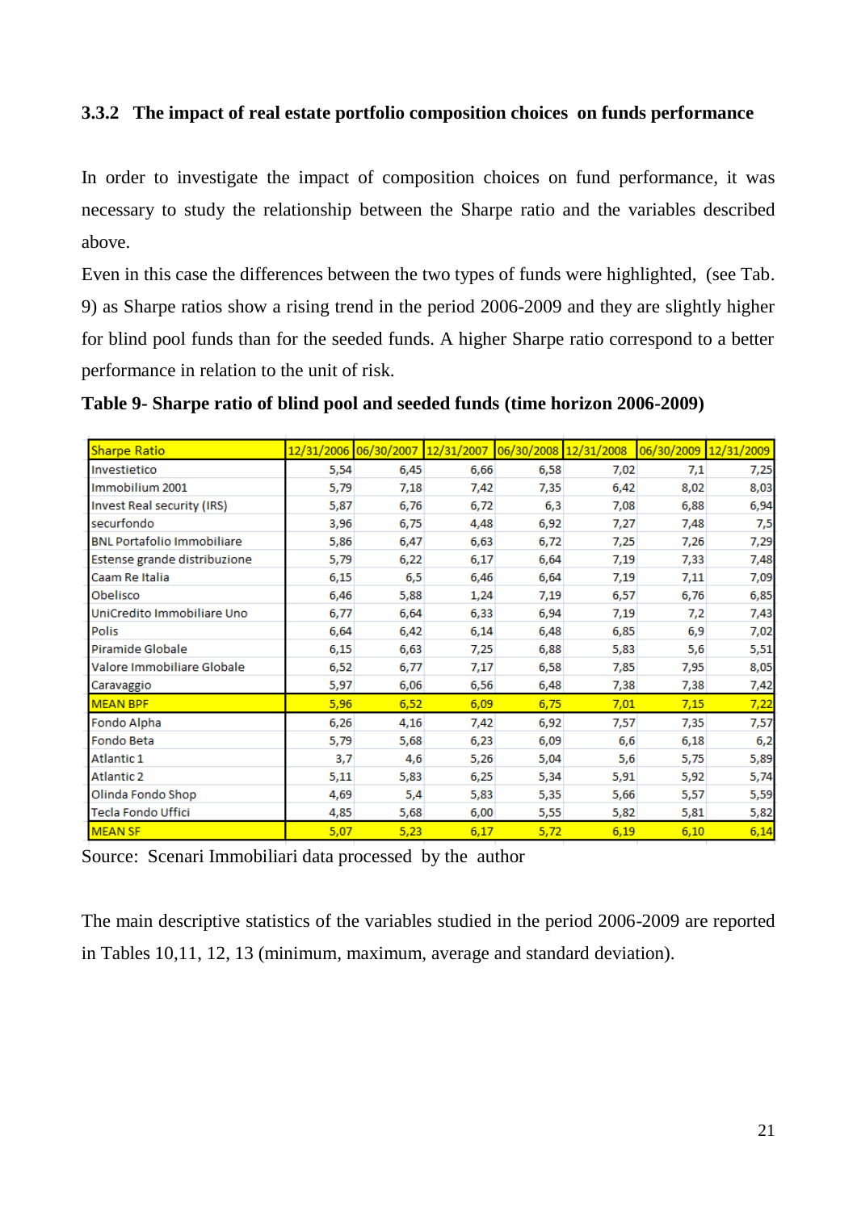### 3.3.2 The impact of real estate portfolio composition choices on funds performance

In order to investigate the impact of composition choices on fund performance, it was necessary to study the relationship between the Sharpe ratio and the variables described above.

Even in this case the differences between the two types of funds were highlighted, (see Tab. 9) as Sharpe ratios show a rising trend in the period 2006-2009 and they are slightly higher for blind pool funds than for the seeded funds. A higher Sharpe ratio correspond to a better performance in relation to the unit of risk.

**Table 9- Sharpe ratio of blind pool and seeded funds (time horizon 2006-2009)**

| Sharpe Ratio | 12/31/2006 | 06/30/2007 | 12/31/2007 | 06/30/2008 | 12/31/2008 | 06/30/2009 | 12/31/2009 |
|---|---|---|---|---|---|---|---|
| Investietico | 5,54 | 6,45 | 6,66 | 6,58 | 7,02 | 7,1 | 7,25 |
| Immobilium 2001 | 5,79 | 7,18 | 7,42 | 7,35 | 6,42 | 8,02 | 8,03 |
| Invest Real security (IRS) | 5,87 | 6,76 | 6,72 | 6,3 | 7,08 | 6,88 | 6,94 |
| securfondo | 3,96 | 6,75 | 4,48 | 6,92 | 7,27 | 7,48 | 7,5 |
| BNL Portafolio Immobiliare | 5,86 | 6,47 | 6,63 | 6,72 | 7,25 | 7,26 | 7,29 |
| Estense grande distribuzione | 5,79 | 6,22 | 6,17 | 6,64 | 7,19 | 7,33 | 7,48 |
| Caam Re Italia | 6,15 | 6,5 | 6,46 | 6,64 | 7,19 | 7,11 | 7,09 |
| Obelisco | 6,46 | 5,88 | 1,24 | 7,19 | 6,57 | 6,76 | 6,85 |
| UniCredito Immobiliare Uno | 6,77 | 6,64 | 6,33 | 6,94 | 7,19 | 7,2 | 7,43 |
| Polis | 6,64 | 6,42 | 6,14 | 6,48 | 6,85 | 6,9 | 7,02 |
| Piramide Globale | 6,15 | 6,63 | 7,25 | 6,88 | 5,83 | 5,6 | 5,51 |
| Valore Immobiliare Globale | 6,52 | 6,77 | 7,17 | 6,58 | 7,85 | 7,95 | 8,05 |
| Caravaggio | 5,97 | 6,06 | 6,56 | 6,48 | 7,38 | 7,38 | 7,42 |
| MEAN BPF | 5,96 | 6,52 | 6,09 | 6,75 | 7,01 | 7,15 | 7,22 |
| Fondo Alpha | 6,26 | 4,16 | 7,42 | 6,92 | 7,57 | 7,35 | 7,57 |
| Fondo Beta | 5,79 | 5,68 | 6,23 | 6,09 | 6,6 | 6,18 | 6,2 |
| Atlantic 1 | 3,7 | 4,6 | 5,26 | 5,04 | 5,6 | 5,75 | 5,89 |
| Atlantic 2 | 5,11 | 5,83 | 6,25 | 5,34 | 5,91 | 5,92 | 5,74 |
| Olinda Fondo Shop | 4,69 | 5,4 | 5,83 | 5,35 | 5,66 | 5,57 | 5,59 |
| Tecla Fondo Uffici | 4,85 | 5,68 | 6,00 | 5,55 | 5,82 | 5,81 | 5,82 |
| MEAN SF | 5,07 | 5,23 | 6,17 | 5,72 | 6,19 | 6,10 | 6,14 |

Source: Scenari Immobiliari data processed by the author

The main descriptive statistics of the variables studied in the period 2006-2009 are reported in Tables 10,11, 12, 13 (minimum, maximum, average and standard deviation).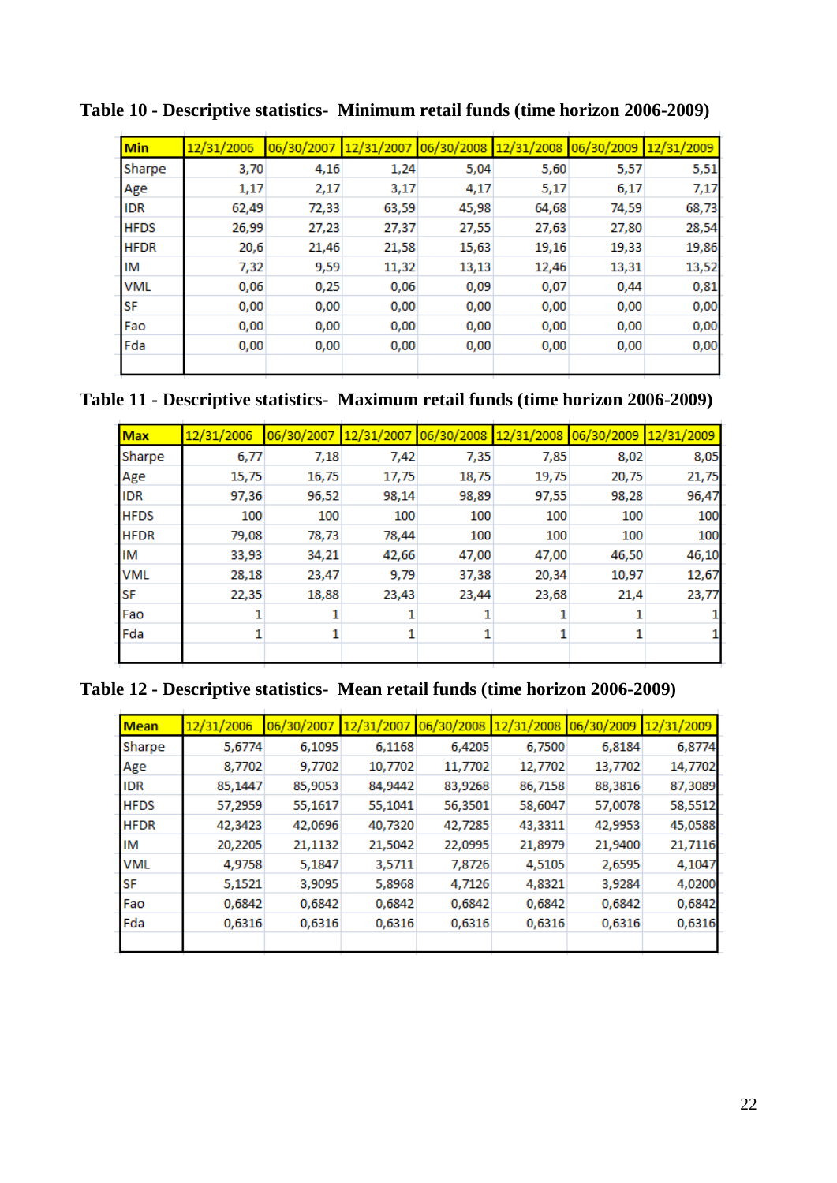**Table 10 - Descriptive statistics- Minimum retail funds (time horizon 2006-2009)**

| Min | 12/31/2006 | 06/30/2007 | 12/31/2007 | 06/30/2008 | 12/31/2008 | 06/30/2009 | 12/31/2009 |
|---|---|---|---|---|---|---|---|
| Sharpe | 3,70 | 4,16 | 1,24 | 5,04 | 5,60 | 5,57 | 5,51 |
| Age | 1,17 | 2,17 | 3,17 | 4,17 | 5,17 | 6,17 | 7,17 |
| IDR | 62,49 | 72,33 | 63,59 | 45,98 | 64,68 | 74,59 | 68,73 |
| HFDS | 26,99 | 27,23 | 27,37 | 27,55 | 27,63 | 27,80 | 28,54 |
| HFDR | 20,6 | 21,46 | 21,58 | 15,63 | 19,16 | 19,33 | 19,86 |
| IM | 7,32 | 9,59 | 11,32 | 13,13 | 12,46 | 13,31 | 13,52 |
| VML | 0,06 | 0,25 | 0,06 | 0,09 | 0,07 | 0,44 | 0,81 |
| SF | 0,00 | 0,00 | 0,00 | 0,00 | 0,00 | 0,00 | 0,00 |
| Fao | 0,00 | 0,00 | 0,00 | 0,00 | 0,00 | 0,00 | 0,00 |
| Fda | 0,00 | 0,00 | 0,00 | 0,00 | 0,00 | 0,00 | 0,00 |

**Table 11 - Descriptive statistics- Maximum retail funds (time horizon 2006-2009)**

| Max | 12/31/2006 | 06/30/2007 | 12/31/2007 | 06/30/2008 | 12/31/2008 | 06/30/2009 | 12/31/2009 |
|---|---|---|---|---|---|---|---|
| Sharpe | 6,77 | 7,18 | 7,42 | 7,35 | 7,85 | 8,02 | 8,05 |
| Age | 15,75 | 16,75 | 17,75 | 18,75 | 19,75 | 20,75 | 21,75 |
| IDR | 97,36 | 96,52 | 98,14 | 98,89 | 97,55 | 98,28 | 96,47 |
| HFDS | 100 | 100 | 100 | 100 | 100 | 100 | 100 |
| HFDR | 79,08 | 78,73 | 78,44 | 100 | 100 | 100 | 100 |
| IM | 33,93 | 34,21 | 42,66 | 47,00 | 47,00 | 46,50 | 46,10 |
| VML | 28,18 | 23,47 | 9,79 | 37,38 | 20,34 | 10,97 | 12,67 |
| SF | 22,35 | 18,88 | 23,43 | 23,44 | 23,68 | 21,4 | 23,77 |
| Fao | 1 | 1 | 1 | 1 | 1 | 1 | 1 |
| Fda | 1 | 1 | 1 | 1 | 1 | 1 | 1 |

**Table 12 - Descriptive statistics- Mean retail funds (time horizon 2006-2009)**

| Mean | 12/31/2006 | 06/30/2007 | 12/31/2007 | 06/30/2008 | 12/31/2008 | 06/30/2009 | 12/31/2009 |
|---|---|---|---|---|---|---|---|
| Sharpe | 5,6774 | 6,1095 | 6,1168 | 6,4205 | 6,7500 | 6,8184 | 6,8774 |
| Age | 8,7702 | 9,7702 | 10,7702 | 11,7702 | 12,7702 | 13,7702 | 14,7702 |
| IDR | 85,1447 | 85,9053 | 84,9442 | 83,9268 | 86,7158 | 88,3816 | 87,3089 |
| HFDS | 57,2959 | 55,1617 | 55,1041 | 56,3501 | 58,6047 | 57,0078 | 58,5512 |
| HFDR | 42,3423 | 42,0696 | 40,7320 | 42,7285 | 43,3311 | 42,9953 | 45,0588 |
| IM | 20,2205 | 21,1132 | 21,5042 | 22,0995 | 21,8979 | 21,9400 | 21,7116 |
| VML | 4,9758 | 5,1847 | 3,5711 | 7,8726 | 4,5105 | 2,6595 | 4,1047 |
| SF | 5,1521 | 3,9095 | 5,8968 | 4,7126 | 4,8321 | 3,9284 | 4,0200 |
| Fao | 0,6842 | 0,6842 | 0,6842 | 0,6842 | 0,6842 | 0,6842 | 0,6842 |
| Fda | 0,6316 | 0,6316 | 0,6316 | 0,6316 | 0,6316 | 0,6316 | 0,6316 |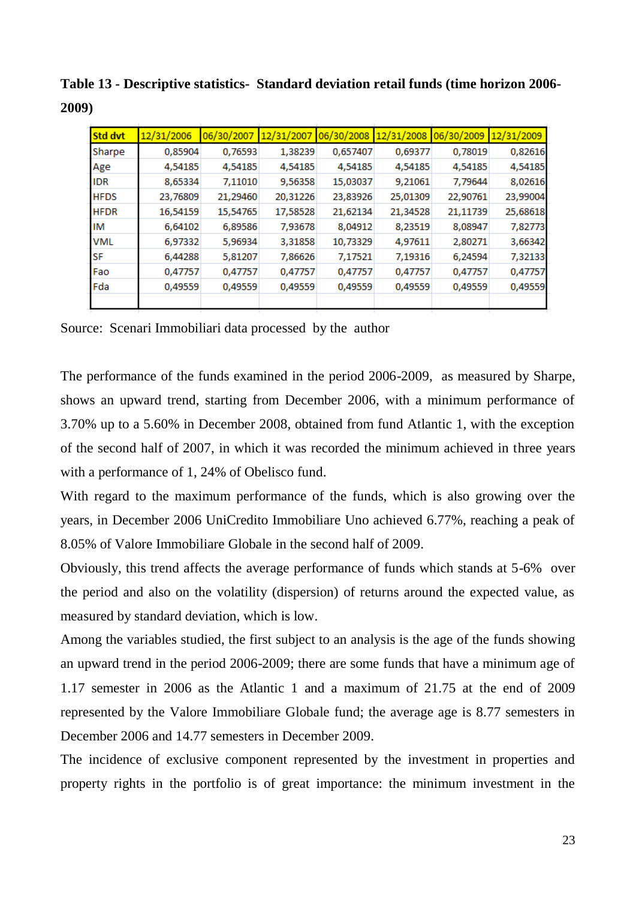**Table 13 - Descriptive statistics- Standard deviation retail funds (time horizon 2006-2009)**

| Std dvt | 12/31/2006 | 06/30/2007 | 12/31/2007 | 06/30/2008 | 12/31/2008 | 06/30/2009 | 12/31/2009 |
|---|---|---|---|---|---|---|---|
| Sharpe | 0,85904 | 0,76593 | 1,38239 | 0,657407 | 0,69377 | 0,78019 | 0,82616 |
| Age | 4,54185 | 4,54185 | 4,54185 | 4,54185 | 4,54185 | 4,54185 | 4,54185 |
| IDR | 8,65334 | 7,11010 | 9,56358 | 15,03037 | 9,21061 | 7,79644 | 8,02616 |
| HFDS | 23,76809 | 21,29460 | 20,31226 | 23,83926 | 25,01309 | 22,90761 | 23,99004 |
| HFDR | 16,54159 | 15,54765 | 17,58528 | 21,62134 | 21,34528 | 21,11739 | 25,68618 |
| IM | 6,64102 | 6,89586 | 7,93678 | 8,04912 | 8,23519 | 8,08947 | 7,82773 |
| VML | 6,97332 | 5,96934 | 3,31858 | 10,73329 | 4,97611 | 2,80271 | 3,66342 |
| SF | 6,44288 | 5,81207 | 7,86626 | 7,17521 | 7,19316 | 6,24594 | 7,32133 |
| Fao | 0,47757 | 0,47757 | 0,47757 | 0,47757 | 0,47757 | 0,47757 | 0,47757 |
| Fda | 0,49559 | 0,49559 | 0,49559 | 0,49559 | 0,49559 | 0,49559 | 0,49559 |

Source: Scenari Immobiliari data processed by the author

The performance of the funds examined in the period 2006-2009, as measured by Sharpe, shows an upward trend, starting from December 2006, with a minimum performance of 3.70% up to a 5.60% in December 2008, obtained from fund Atlantic 1, with the exception of the second half of 2007, in which it was recorded the minimum achieved in three years with a performance of 1, 24% of Obelisco fund.

With regard to the maximum performance of the funds, which is also growing over the years, in December 2006 UniCredito Immobiliare Uno achieved 6.77%, reaching a peak of 8.05% of Valore Immobiliare Globale in the second half of 2009.

Obviously, this trend affects the average performance of funds which stands at 5-6% over the period and also on the volatility (dispersion) of returns around the expected value, as measured by standard deviation, which is low.

Among the variables studied, the first subject to an analysis is the age of the funds showing an upward trend in the period 2006-2009; there are some funds that have a minimum age of 1.17 semester in 2006 as the Atlantic 1 and a maximum of 21.75 at the end of 2009 represented by the Valore Immobiliare Globale fund; the average age is 8.77 semesters in December 2006 and 14.77 semesters in December 2009.

The incidence of exclusive component represented by the investment in properties and property rights in the portfolio is of great importance: the minimum investment in the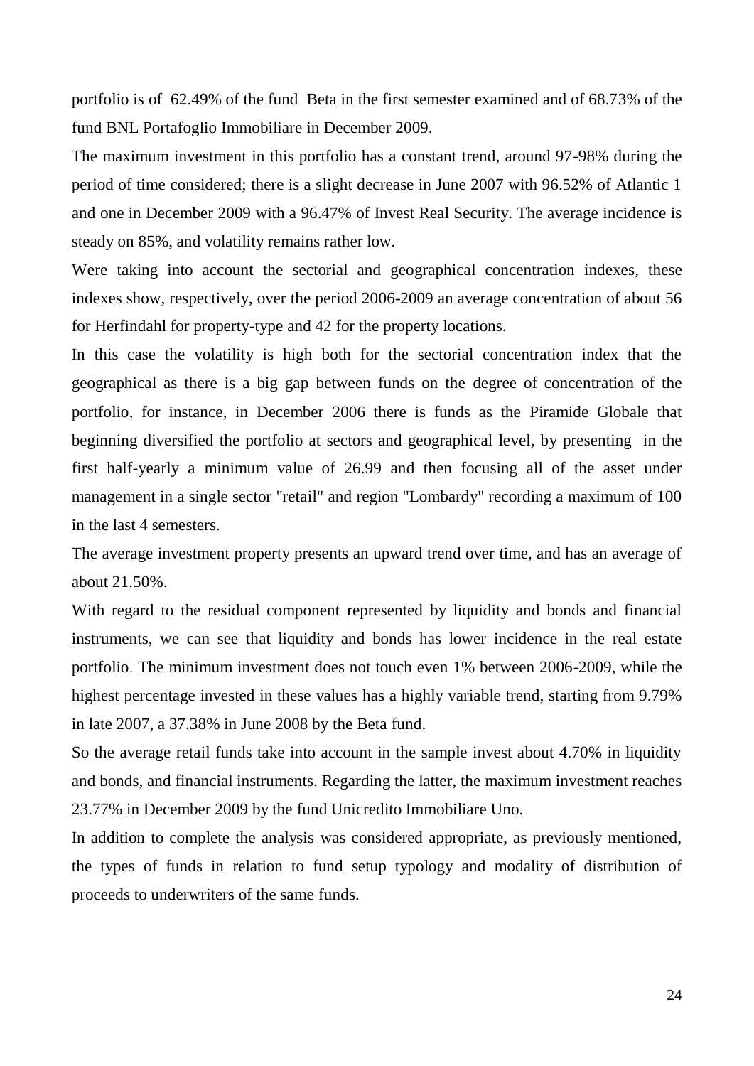portfolio is of 62.49% of the fund Beta in the first semester examined and of 68.73% of the fund BNL Portafoglio Immobiliare in December 2009.

The maximum investment in this portfolio has a constant trend, around 97-98% during the period of time considered; there is a slight decrease in June 2007 with 96.52% of Atlantic 1 and one in December 2009 with a 96.47% of Invest Real Security. The average incidence is steady on 85%, and volatility remains rather low.

Were taking into account the sectorial and geographical concentration indexes, these indexes show, respectively, over the period 2006-2009 an average concentration of about 56 for Herfindahl for property-type and 42 for the property locations.

In this case the volatility is high both for the sectorial concentration index that the geographical as there is a big gap between funds on the degree of concentration of the portfolio, for instance, in December 2006 there is funds as the Piramide Globale that beginning diversified the portfolio at sectors and geographical level, by presenting in the first half-yearly a minimum value of 26.99 and then focusing all of the asset under management in a single sector "retail" and region "Lombardy" recording a maximum of 100 in the last 4 semesters.

The average investment property presents an upward trend over time, and has an average of about 21.50%.

With regard to the residual component represented by liquidity and bonds and financial instruments, we can see that liquidity and bonds has lower incidence in the real estate portfolio. The minimum investment does not touch even 1% between 2006-2009, while the highest percentage invested in these values has a highly variable trend, starting from 9.79% in late 2007, a 37.38% in June 2008 by the Beta fund.

So the average retail funds take into account in the sample invest about 4.70% in liquidity and bonds, and financial instruments. Regarding the latter, the maximum investment reaches 23.77% in December 2009 by the fund Unicredito Immobiliare Uno.

In addition to complete the analysis was considered appropriate, as previously mentioned, the types of funds in relation to fund setup typology and modality of distribution of proceeds to underwriters of the same funds.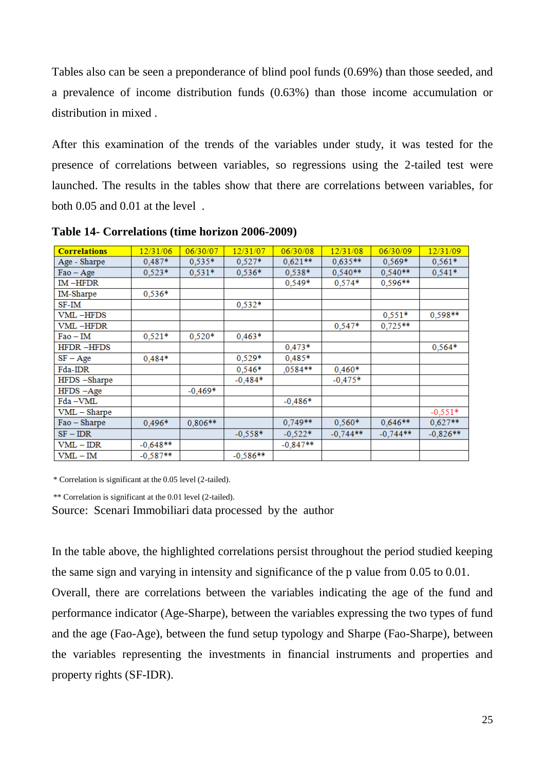Tables also can be seen a preponderance of blind pool funds (0.69%) than those seeded, and a prevalence of income distribution funds (0.63%) than those income accumulation or distribution in mixed .

After this examination of the trends of the variables under study, it was tested for the presence of correlations between variables, so regressions using the 2-tailed test were launched. The results in the tables show that there are correlations between variables, for both 0.05 and 0.01 at the level .

**Table 14- Correlations (time horizon 2006-2009)**

| Correlations | 12/31/06 | 06/30/07 | 12/31/07 | 06/30/08 | 12/31/08 | 06/30/09 | 12/31/09 |
|---|---|---|---|---|---|---|---|
| Age - Sharpe | 0,487* | 0,535* | 0,527* | 0,621** | 0,635** | 0,569* | 0,561* |
| Fao – Age | 0,523* | 0,531* | 0,536* | 0,538* | 0,540** | 0,540** | 0,541* |
| IM –HFDR | | | | 0,549* | 0,574* | 0,596** | |
| IM-Sharpe | 0,536* | | | | | | |
| SF-IM | | | 0,532* | | | | |
| VML –HFDS | | | | | | 0,551* | 0,598** |
| VML –HFDR | | | | | 0,547* | 0,725** | |
| Fao – IM | 0,521* | 0,520* | 0,463* | | | | |
| HFDR –HFDS | | | | 0,473* | | | 0,564* |
| SF – Age | 0,484* | | 0,529* | 0,485* | | | |
| Fda-IDR | | | 0,546* | ,0584** | 0,460* | | |
| HFDS –Sharpe | | | -0,484* | | -0,475* | | |
| HFDS –Age | | -0,469* | | | | | |
| Fda –VML | | | | -0,486* | | | |
| VML – Sharpe | | | | | | | -0,551* |
| Fao – Sharpe | 0,496* | 0,806** | | 0,749** | 0,560* | 0,646** | 0,627** |
| SF – IDR | | | -0,558* | -0,522* | -0,744** | -0,744** | -0,826** |
| VML – IDR | -0,648** | | | -0,847** | | | |
| VML – IM | -0,587** | | -0,586** | | | | |

\* Correlation is significant at the 0.05 level (2-tailed).

\*\* Correlation is significant at the 0.01 level (2-tailed).

Source: Scenari Immobiliari data processed by the author

In the table above, the highlighted correlations persist throughout the period studied keeping the same sign and varying in intensity and significance of the p value from 0.05 to 0.01. Overall, there are correlations between the variables indicating the age of the fund and performance indicator (Age-Sharpe), between the variables expressing the two types of fund and the age (Fao-Age), between the fund setup typology and Sharpe (Fao-Sharpe), between the variables representing the investments in financial instruments and properties and property rights (SF-IDR).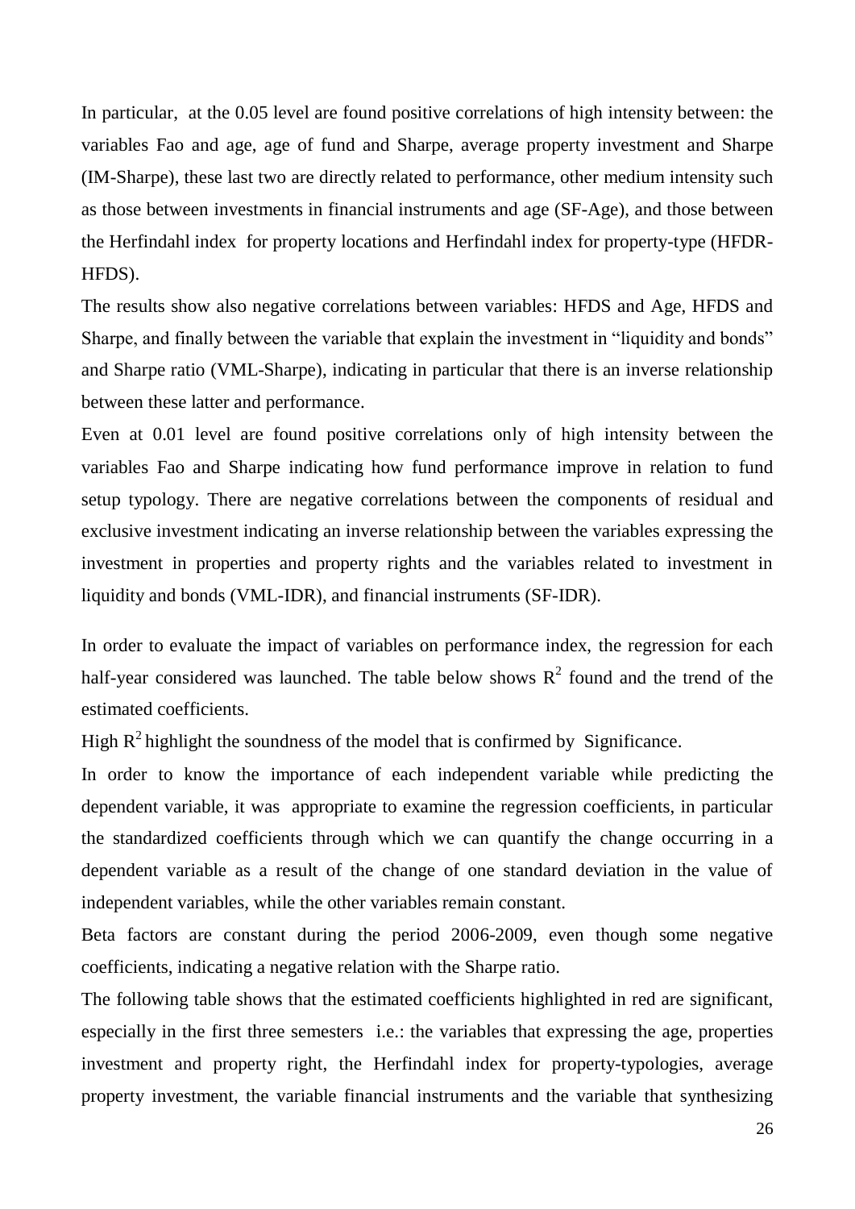In particular, at the 0.05 level are found positive correlations of high intensity between: the variables Fao and age, age of fund and Sharpe, average property investment and Sharpe (IM-Sharpe), these last two are directly related to performance, other medium intensity such as those between investments in financial instruments and age (SF-Age), and those between the Herfindahl index for property locations and Herfindahl index for property-type (HFDR-HFDS).

The results show also negative correlations between variables: HFDS and Age, HFDS and Sharpe, and finally between the variable that explain the investment in “liquidity and bonds” and Sharpe ratio (VML-Sharpe), indicating in particular that there is an inverse relationship between these latter and performance.

Even at 0.01 level are found positive correlations only of high intensity between the variables Fao and Sharpe indicating how fund performance improve in relation to fund setup typology. There are negative correlations between the components of residual and exclusive investment indicating an inverse relationship between the variables expressing the investment in properties and property rights and the variables related to investment in liquidity and bonds (VML-IDR), and financial instruments (SF-IDR).

In order to evaluate the impact of variables on performance index, the regression for each half-year considered was launched. The table below shows $R^2$ found and the trend of the estimated coefficients.

High $R^2$ highlight the soundness of the model that is confirmed by Significance.

In order to know the importance of each independent variable while predicting the dependent variable, it was appropriate to examine the regression coefficients, in particular the standardized coefficients through which we can quantify the change occurring in a dependent variable as a result of the change of one standard deviation in the value of independent variables, while the other variables remain constant.

Beta factors are constant during the period 2006-2009, even though some negative coefficients, indicating a negative relation with the Sharpe ratio.

The following table shows that the estimated coefficients highlighted in red are significant, especially in the first three semesters i.e.: the variables that expressing the age, properties investment and property right, the Herfindahl index for property-typologies, average property investment, the variable financial instruments and the variable that synthesizing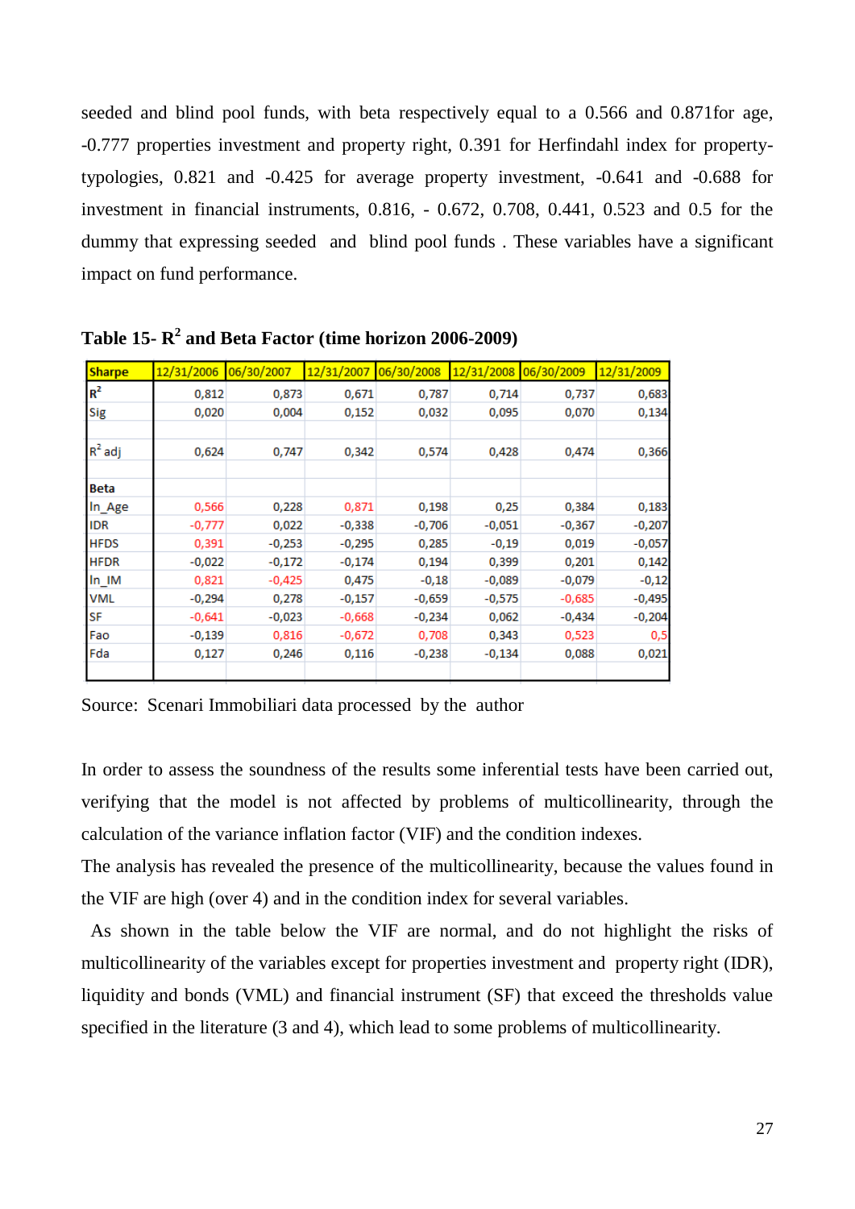seeded and blind pool funds, with beta respectively equal to a 0.566 and 0.871for age, -0.777 properties investment and property right, 0.391 for Herfindahl index for property-typologies, 0.821 and -0.425 for average property investment, -0.641 and -0.688 for investment in financial instruments, 0.816, - 0.672, 0.708, 0.441, 0.523 and 0.5 for the dummy that expressing seeded and blind pool funds . These variables have a significant impact on fund performance.

**Table 15- $R^2$ and Beta Factor (time horizon 2006-2009)**

| Sharpe | 12/31/2006 | 06/30/2007 | 12/31/2007 | 06/30/2008 | 12/31/2008 | 06/30/2009 | 12/31/2009 |
|---|---|---|---|---|---|---|---|
| $R^2$ | 0,812 | 0,873 | 0,671 | 0,787 | 0,714 | 0,737 | 0,683 |
| Sig | 0,020 | 0,004 | 0,152 | 0,032 | 0,095 | 0,070 | 0,134 |
| | | | | | | | |
| $R^2$ adj | 0,624 | 0,747 | 0,342 | 0,574 | 0,428 | 0,474 | 0,366 |
| | | | | | | | |
| **Beta** | | | | | | | |
| ln_Age | 0,566 | 0,228 | 0,871 | 0,198 | 0,25 | 0,384 | 0,183 |
| IDR | -0,777 | 0,022 | -0,338 | -0,706 | -0,051 | -0,367 | -0,207 |
| HFDS | 0,391 | -0,253 | -0,295 | 0,285 | -0,19 | 0,019 | -0,057 |
| HFDR | -0,022 | -0,172 | -0,174 | 0,194 | 0,399 | 0,201 | 0,142 |
| ln_IM | 0,821 | -0,425 | 0,475 | -0,18 | -0,089 | -0,079 | -0,12 |
| VML | -0,294 | 0,278 | -0,157 | -0,659 | -0,575 | -0,685 | -0,495 |
| SF | -0,641 | -0,023 | -0,668 | -0,234 | 0,062 | -0,434 | -0,204 |
| Fao | -0,139 | 0,816 | -0,672 | 0,708 | 0,343 | 0,523 | 0,5 |
| Fda | 0,127 | 0,246 | 0,116 | -0,238 | -0,134 | 0,088 | 0,021 |

Source: Scenari Immobiliari data processed by the author

In order to assess the soundness of the results some inferential tests have been carried out, verifying that the model is not affected by problems of multicollinearity, through the calculation of the variance inflation factor (VIF) and the condition indexes.

The analysis has revealed the presence of the multicollinearity, because the values found in the VIF are high (over 4) and in the condition index for several variables.

As shown in the table below the VIF are normal, and do not highlight the risks of multicollinearity of the variables except for properties investment and property right (IDR), liquidity and bonds (VML) and financial instrument (SF) that exceed the thresholds value specified in the literature (3 and 4), which lead to some problems of multicollinearity.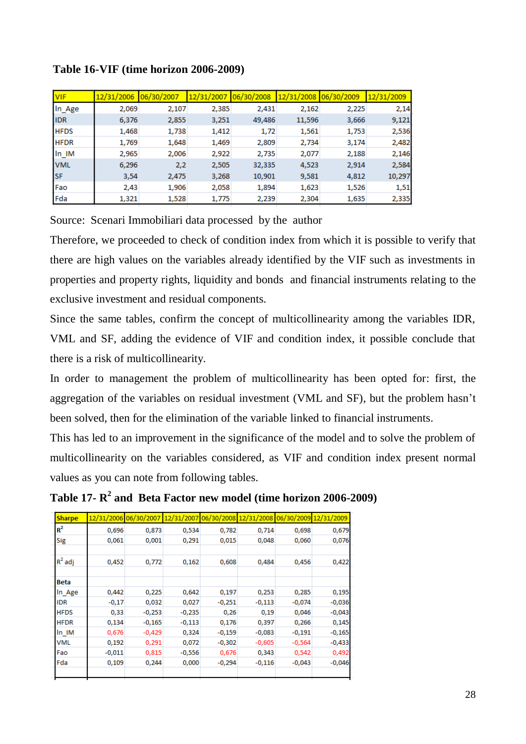**Table 16-VIF (time horizon 2006-2009)**

| VIF | 12/31/2006 | 06/30/2007 | 12/31/2007 | 06/30/2008 | 12/31/2008 | 06/30/2009 | 12/31/2009 |
|---|---|---|---|---|---|---|---|
| ln_Age | 2,069 | 2,107 | 2,385 | 2,431 | 2,162 | 2,225 | 2,14 |
| IDR | 6,376 | 2,855 | 3,251 | 49,486 | 11,596 | 3,666 | 9,121 |
| HFDS | 1,468 | 1,738 | 1,412 | 1,72 | 1,561 | 1,753 | 2,536 |
| HFDR | 1,769 | 1,648 | 1,469 | 2,809 | 2,734 | 3,174 | 2,482 |
| ln_IM | 2,965 | 2,006 | 2,922 | 2,735 | 2,077 | 2,188 | 2,146 |
| VML | 6,296 | 2,2 | 2,505 | 32,335 | 4,523 | 2,914 | 2,584 |
| SF | 3,54 | 2,475 | 3,268 | 10,901 | 9,581 | 4,812 | 10,297 |
| Fao | 2,43 | 1,906 | 2,058 | 1,894 | 1,623 | 1,526 | 1,51 |
| Fda | 1,321 | 1,528 | 1,775 | 2,239 | 2,304 | 1,635 | 2,335 |

Source: Scenari Immobiliari data processed by the author

Therefore, we proceeded to check of condition index from which it is possible to verify that there are high values on the variables already identified by the VIF such as investments in properties and property rights, liquidity and bonds and financial instruments relating to the exclusive investment and residual components.

Since the same tables, confirm the concept of multicollinearity among the variables IDR, VML and SF, adding the evidence of VIF and condition index, it possible conclude that there is a risk of multicollinearity.

In order to management the problem of multicollinearity has been opted for: first, the aggregation of the variables on residual investment (VML and SF), but the problem hasn't been solved, then for the elimination of the variable linked to financial instruments.

This has led to an improvement in the significance of the model and to solve the problem of multicollinearity on the variables considered, as VIF and condition index present normal values as you can note from following tables.

**Table 17- $R^2$ and Beta Factor new model (time horizon 2006-2009)**

| Sharpe | 12/31/2006 | 06/30/2007 | 12/31/2007 | 06/30/2008 | 12/31/2008 | 06/30/2009 | 12/31/2009 |
|---|---|---|---|---|---|---|---|
| $R^2$ | 0,696 | 0,873 | 0,534 | 0,782 | 0,714 | 0,698 | 0,679 |
| Sig | 0,061 | 0,001 | 0,291 | 0,015 | 0,048 | 0,060 | 0,076 |
| | | | | | | | |
| $R^2$ adj | 0,452 | 0,772 | 0,162 | 0,608 | 0,484 | 0,456 | 0,422 |
| | | | | | | | |
| **Beta** | | | | | | | |
| ln_Age | 0,442 | 0,225 | 0,642 | 0,197 | 0,253 | 0,285 | 0,195 |
| IDR | -0,17 | 0,032 | 0,027 | -0,251 | -0,113 | -0,074 | -0,036 |
| HFDS | 0,33 | -0,253 | -0,235 | 0,26 | 0,19 | 0,046 | -0,043 |
| HFDR | 0,134 | -0,165 | -0,113 | 0,176 | 0,397 | 0,266 | 0,145 |
| ln_IM | 0,676 | -0,429 | 0,324 | -0,159 | -0,083 | -0,191 | -0,165 |
| VML | 0,192 | 0,291 | 0,072 | -0,302 | -0,605 | -0,564 | -0,433 |
| Fao | -0,011 | 0,815 | -0,556 | 0,676 | 0,343 | 0,542 | 0,492 |
| Fda | 0,109 | 0,244 | 0,000 | -0,294 | -0,116 | -0,043 | -0,046 |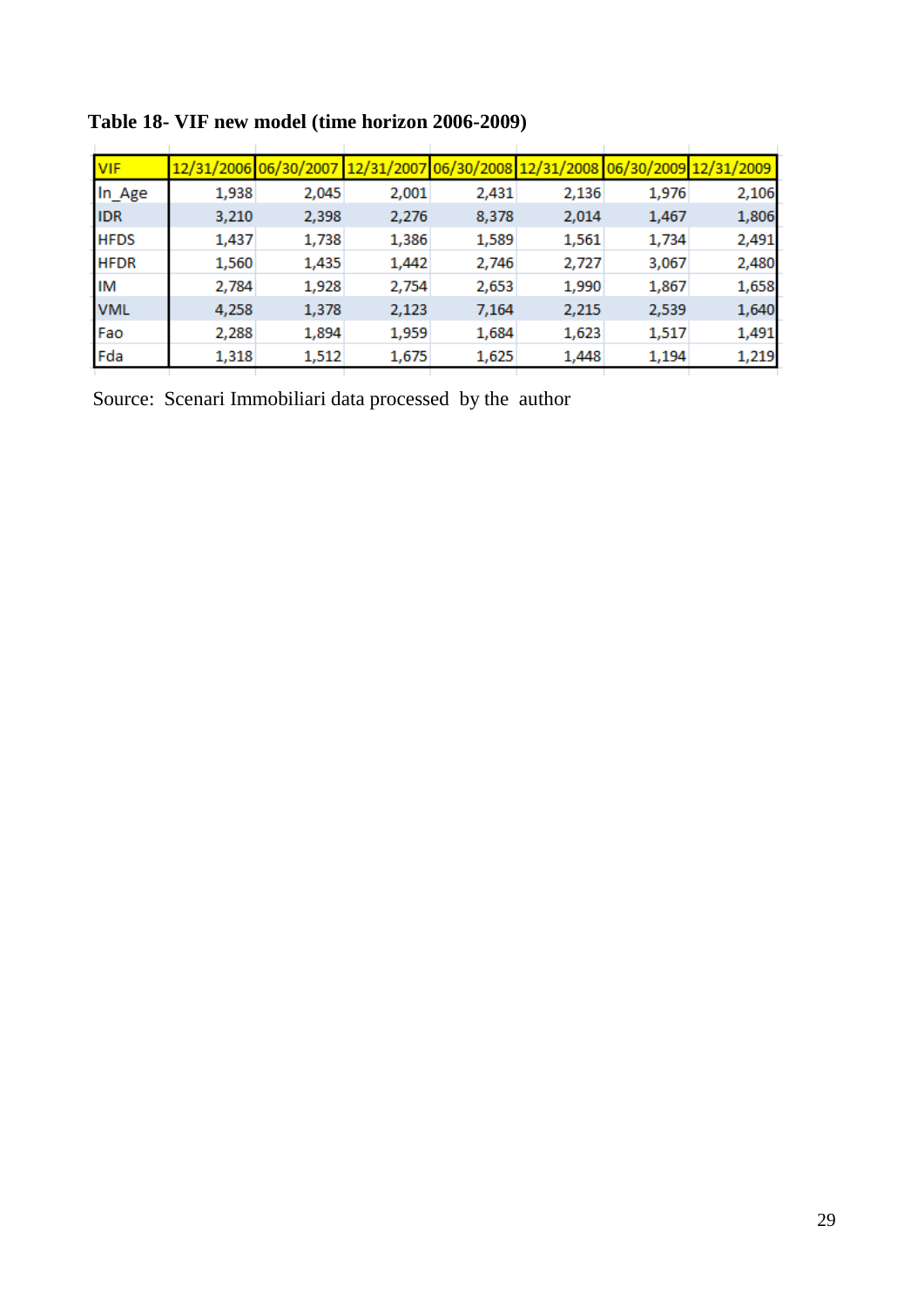**Table 18- VIF new model (time horizon 2006-2009)**

| VIF | 12/31/2006 | 06/30/2007 | 12/31/2007 | 06/30/2008 | 12/31/2008 | 06/30/2009 | 12/31/2009 |
|---|---|---|---|---|---|---|---|
| ln_Age | 1,938 | 2,045 | 2,001 | 2,431 | 2,136 | 1,976 | 2,106 |
| IDR | 3,210 | 2,398 | 2,276 | 8,378 | 2,014 | 1,467 | 1,806 |
| HFDS | 1,437 | 1,738 | 1,386 | 1,589 | 1,561 | 1,734 | 2,491 |
| HFDR | 1,560 | 1,435 | 1,442 | 2,746 | 2,727 | 3,067 | 2,480 |
| IM | 2,784 | 1,928 | 2,754 | 2,653 | 1,990 | 1,867 | 1,658 |
| VML | 4,258 | 1,378 | 2,123 | 7,164 | 2,215 | 2,539 | 1,640 |
| Fao | 2,288 | 1,894 | 1,959 | 1,684 | 1,623 | 1,517 | 1,491 |
| Fda | 1,318 | 1,512 | 1,675 | 1,625 | 1,448 | 1,194 | 1,219 |

Source: Scenari Immobiliari data processed by the author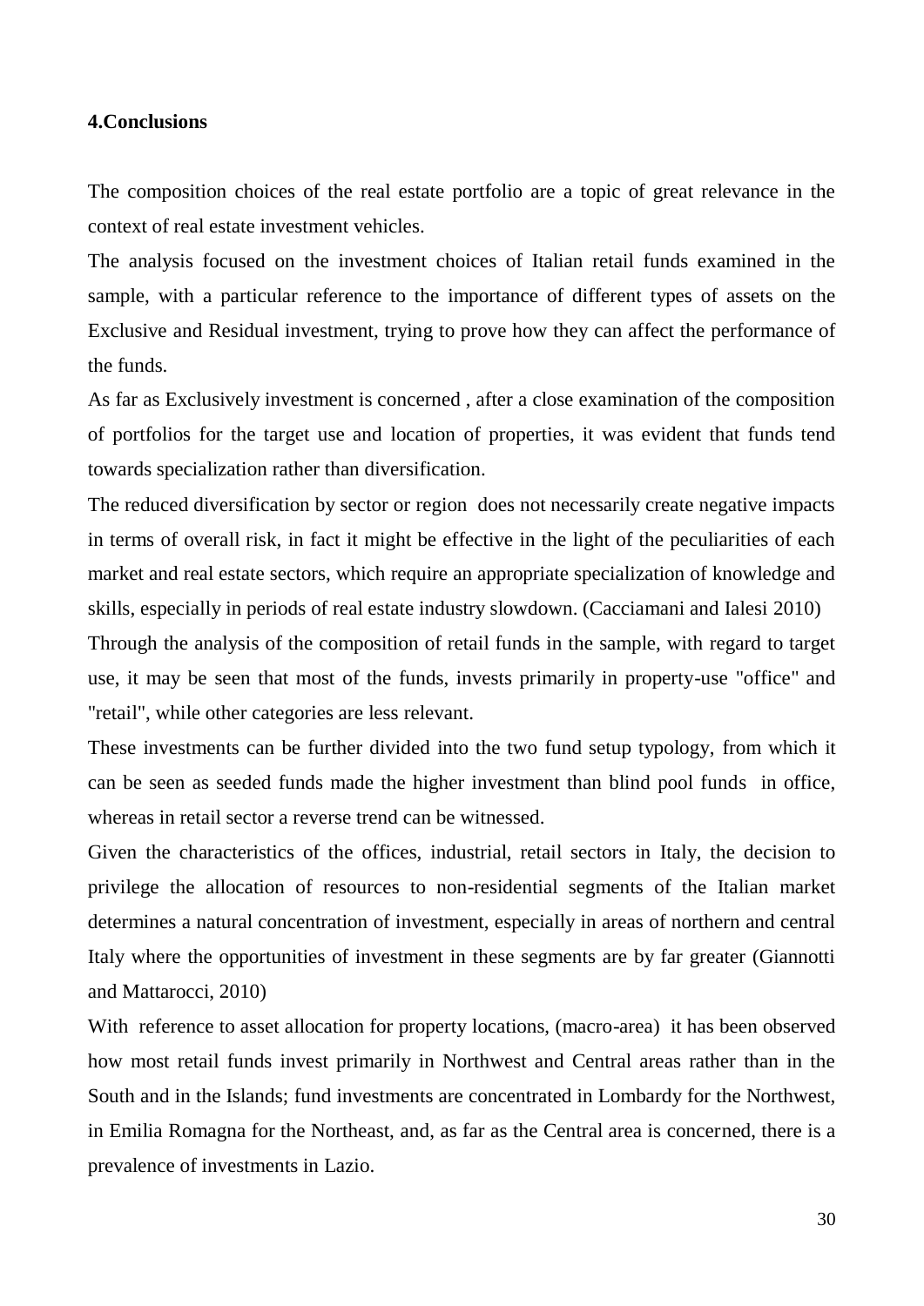## 4.Conclusions

The composition choices of the real estate portfolio are a topic of great relevance in the context of real estate investment vehicles.

The analysis focused on the investment choices of Italian retail funds examined in the sample, with a particular reference to the importance of different types of assets on the Exclusive and Residual investment, trying to prove how they can affect the performance of the funds.

As far as Exclusively investment is concerned , after a close examination of the composition of portfolios for the target use and location of properties, it was evident that funds tend towards specialization rather than diversification.

The reduced diversification by sector or region does not necessarily create negative impacts in terms of overall risk, in fact it might be effective in the light of the peculiarities of each market and real estate sectors, which require an appropriate specialization of knowledge and skills, especially in periods of real estate industry slowdown. (Cacciamani and Ialesi 2010)

Through the analysis of the composition of retail funds in the sample, with regard to target use, it may be seen that most of the funds, invests primarily in property-use "office" and "retail", while other categories are less relevant.

These investments can be further divided into the two fund setup typology, from which it can be seen as seeded funds made the higher investment than blind pool funds in office, whereas in retail sector a reverse trend can be witnessed.

Given the characteristics of the offices, industrial, retail sectors in Italy, the decision to privilege the allocation of resources to non-residential segments of the Italian market determines a natural concentration of investment, especially in areas of northern and central Italy where the opportunities of investment in these segments are by far greater (Giannotti and Mattarocci, 2010)

With reference to asset allocation for property locations, (macro-area) it has been observed how most retail funds invest primarily in Northwest and Central areas rather than in the South and in the Islands; fund investments are concentrated in Lombardy for the Northwest, in Emilia Romagna for the Northeast, and, as far as the Central area is concerned, there is a prevalence of investments in Lazio.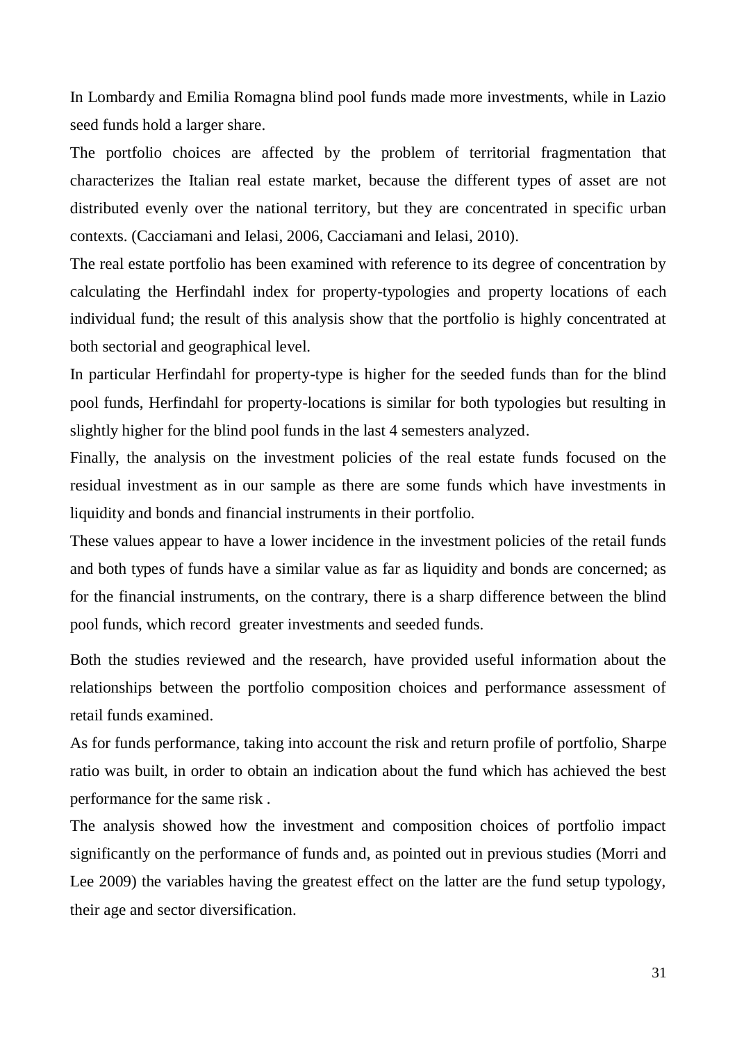In Lombardy and Emilia Romagna blind pool funds made more investments, while in Lazio seed funds hold a larger share.

The portfolio choices are affected by the problem of territorial fragmentation that characterizes the Italian real estate market, because the different types of asset are not distributed evenly over the national territory, but they are concentrated in specific urban contexts. (Cacciamani and Ielasi, 2006, Cacciamani and Ielasi, 2010).

The real estate portfolio has been examined with reference to its degree of concentration by calculating the Herfindahl index for property-typologies and property locations of each individual fund; the result of this analysis show that the portfolio is highly concentrated at both sectorial and geographical level.

In particular Herfindahl for property-type is higher for the seeded funds than for the blind pool funds, Herfindahl for property-locations is similar for both typologies but resulting in slightly higher for the blind pool funds in the last 4 semesters analyzed.

Finally, the analysis on the investment policies of the real estate funds focused on the residual investment as in our sample as there are some funds which have investments in liquidity and bonds and financial instruments in their portfolio.

These values appear to have a lower incidence in the investment policies of the retail funds and both types of funds have a similar value as far as liquidity and bonds are concerned; as for the financial instruments, on the contrary, there is a sharp difference between the blind pool funds, which record greater investments and seeded funds.

Both the studies reviewed and the research, have provided useful information about the relationships between the portfolio composition choices and performance assessment of retail funds examined.

As for funds performance, taking into account the risk and return profile of portfolio, Sharpe ratio was built, in order to obtain an indication about the fund which has achieved the best performance for the same risk .

The analysis showed how the investment and composition choices of portfolio impact significantly on the performance of funds and, as pointed out in previous studies (Morri and Lee 2009) the variables having the greatest effect on the latter are the fund setup typology, their age and sector diversification.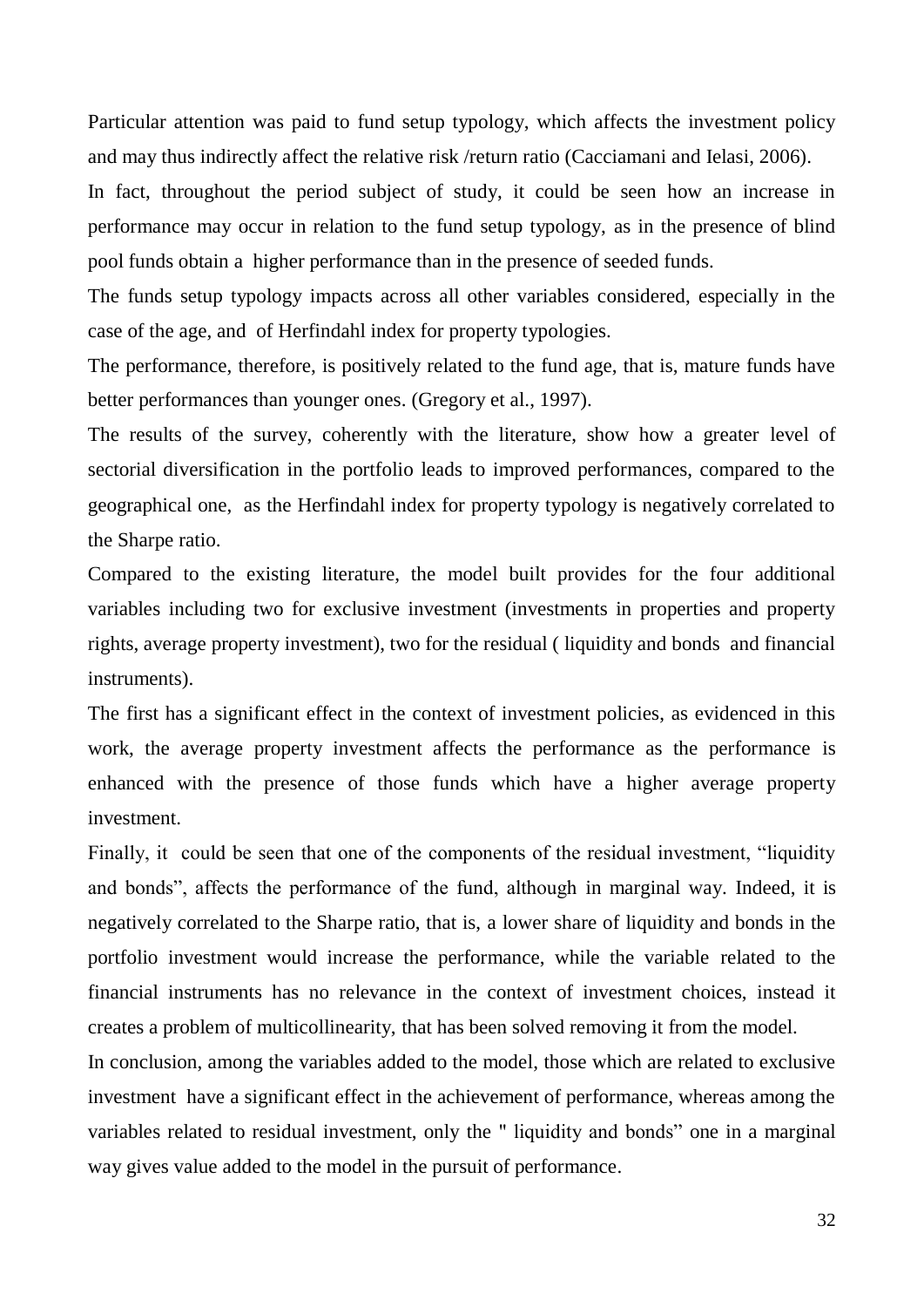Particular attention was paid to fund setup typology, which affects the investment policy and may thus indirectly affect the relative risk /return ratio (Cacciamani and Ielasi, 2006).

In fact, throughout the period subject of study, it could be seen how an increase in performance may occur in relation to the fund setup typology, as in the presence of blind pool funds obtain a higher performance than in the presence of seeded funds.

The funds setup typology impacts across all other variables considered, especially in the case of the age, and of Herfindahl index for property typologies.

The performance, therefore, is positively related to the fund age, that is, mature funds have better performances than younger ones. (Gregory et al., 1997).

The results of the survey, coherently with the literature, show how a greater level of sectorial diversification in the portfolio leads to improved performances, compared to the geographical one, as the Herfindahl index for property typology is negatively correlated to the Sharpe ratio.

Compared to the existing literature, the model built provides for the four additional variables including two for exclusive investment (investments in properties and property rights, average property investment), two for the residual ( liquidity and bonds and financial instruments).

The first has a significant effect in the context of investment policies, as evidenced in this work, the average property investment affects the performance as the performance is enhanced with the presence of those funds which have a higher average property investment.

Finally, it could be seen that one of the components of the residual investment, "liquidity and bonds", affects the performance of the fund, although in marginal way. Indeed, it is negatively correlated to the Sharpe ratio, that is, a lower share of liquidity and bonds in the portfolio investment would increase the performance, while the variable related to the financial instruments has no relevance in the context of investment choices, instead it creates a problem of multicollinearity, that has been solved removing it from the model.

In conclusion, among the variables added to the model, those which are related to exclusive investment have a significant effect in the achievement of performance, whereas among the variables related to residual investment, only the " liquidity and bonds" one in a marginal way gives value added to the model in the pursuit of performance.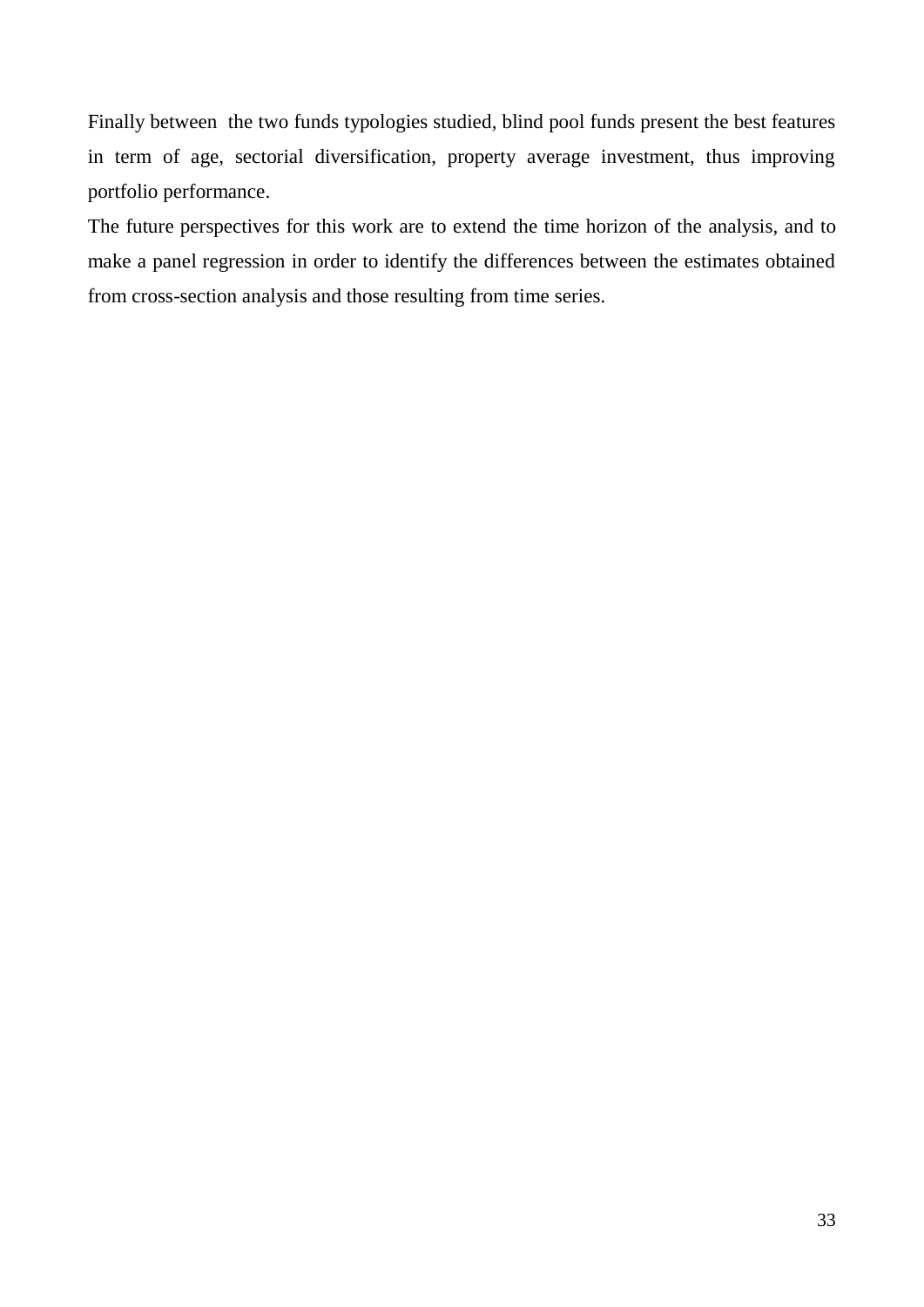Finally between the two funds typologies studied, blind pool funds present the best features in term of age, sectorial diversification, property average investment, thus improving portfolio performance.

The future perspectives for this work are to extend the time horizon of the analysis, and to make a panel regression in order to identify the differences between the estimates obtained from cross-section analysis and those resulting from time series.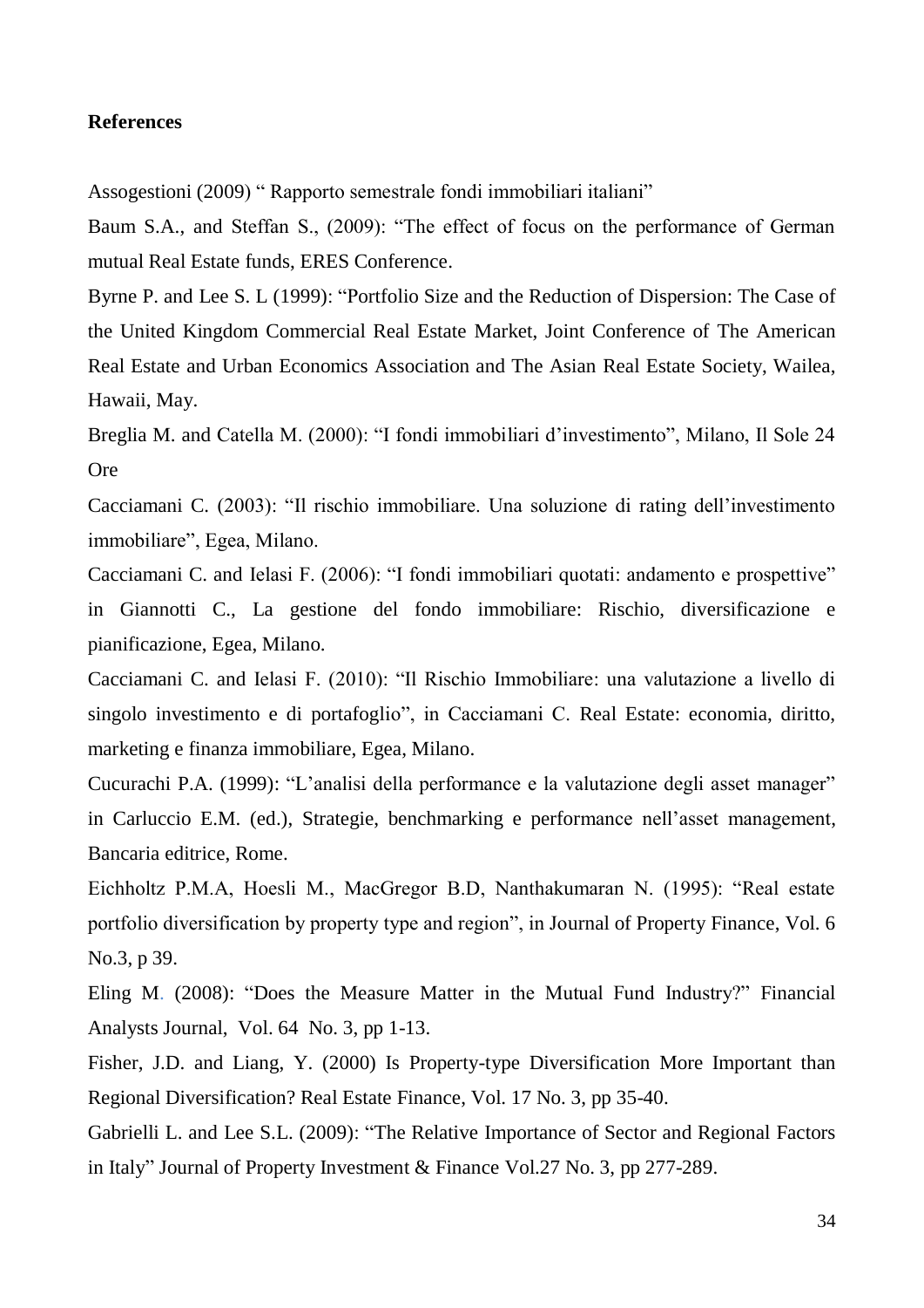**References**

Assogestioni (2009) " Rapporto semestrale fondi immobiliari italiani"

Baum S.A., and Steffan S., (2009): "The effect of focus on the performance of German mutual Real Estate funds, ERES Conference.

Byrne P. and Lee S. L (1999): "Portfolio Size and the Reduction of Dispersion: The Case of the United Kingdom Commercial Real Estate Market, Joint Conference of The American Real Estate and Urban Economics Association and The Asian Real Estate Society, Wailea, Hawaii, May.

Breglia M. and Catella M. (2000): "I fondi immobiliari d'investimento", Milano, Il Sole 24 Ore

Cacciamani C. (2003): "Il rischio immobiliare. Una soluzione di rating dell'investimento immobiliare", Egea, Milano.

Cacciamani C. and Ielasi F. (2006): "I fondi immobiliari quotati: andamento e prospettive" in Giannotti C., La gestione del fondo immobiliare: Rischio, diversificazione e pianificazione, Egea, Milano.

Cacciamani C. and Ielasi F. (2010): "Il Rischio Immobiliare: una valutazione a livello di singolo investimento e di portafoglio", in Cacciamani C. Real Estate: economia, diritto, marketing e finanza immobiliare, Egea, Milano.

Cucurachi P.A. (1999): "L'analisi della performance e la valutazione degli asset manager" in Carluccio E.M. (ed.), Strategie, benchmarking e performance nell'asset management, Bancaria editrice, Rome.

Eichholtz P.M.A, Hoesli M., MacGregor B.D, Nanthakumaran N. (1995): "Real estate portfolio diversification by property type and region", in Journal of Property Finance, Vol. 6 No.3, p 39.

Eling M. (2008): "Does the Measure Matter in the Mutual Fund Industry?" Financial Analysts Journal, Vol. 64 No. 3, pp 1-13.

Fisher, J.D. and Liang, Y. (2000) Is Property-type Diversification More Important than Regional Diversification? Real Estate Finance, Vol. 17 No. 3, pp 35-40.

Gabrielli L. and Lee S.L. (2009): "The Relative Importance of Sector and Regional Factors in Italy" Journal of Property Investment & Finance Vol.27 No. 3, pp 277-289.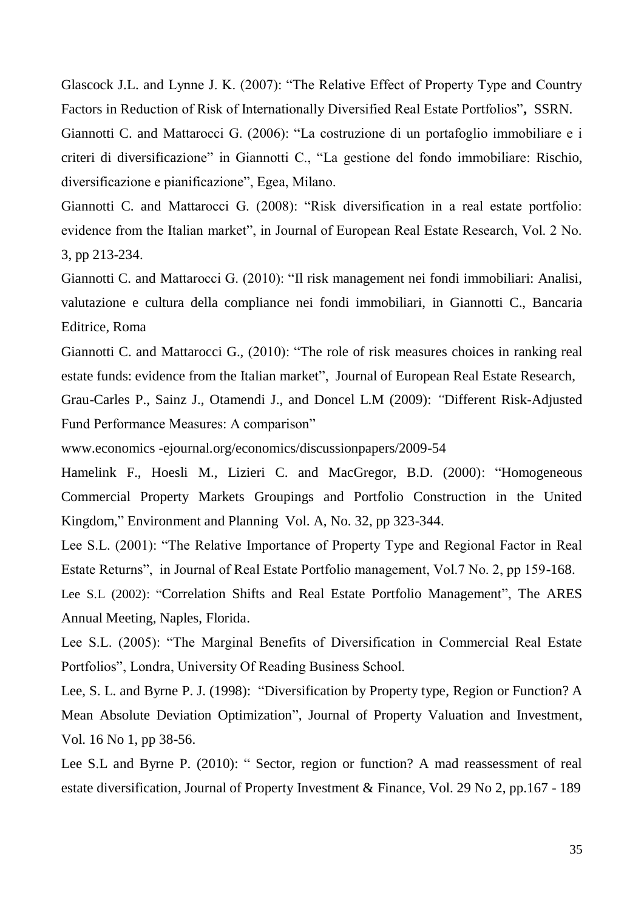Glascock J.L. and Lynne J. K. (2007): "The Relative Effect of Property Type and Country Factors in Reduction of Risk of Internationally Diversified Real Estate Portfolios", SSRN.

Giannotti C. and Mattarocci G. (2006): "La costruzione di un portafoglio immobiliare e i criteri di diversificazione" in Giannotti C., "La gestione del fondo immobiliare: Rischio, diversificazione e pianificazione", Egea, Milano.

Giannotti C. and Mattarocci G. (2008): "Risk diversification in a real estate portfolio: evidence from the Italian market", in Journal of European Real Estate Research, Vol. 2 No. 3, pp 213-234.

Giannotti C. and Mattarocci G. (2010): "Il risk management nei fondi immobiliari: Analisi, valutazione e cultura della compliance nei fondi immobiliari, in Giannotti C., Bancaria Editrice, Roma

Giannotti C. and Mattarocci G., (2010): "The role of risk measures choices in ranking real estate funds: evidence from the Italian market", Journal of European Real Estate Research,

Grau-Carles P., Sainz J., Otamendi J., and Doncel L.M (2009): "Different Risk-Adjusted Fund Performance Measures: A comparison"

www.economics -ejournal.org/economics/discussionpapers/2009-54

Hamelink F., Hoesli M., Lizieri C. and MacGregor, B.D. (2000): "Homogeneous Commercial Property Markets Groupings and Portfolio Construction in the United Kingdom," Environment and Planning Vol. A, No. 32, pp 323-344.

Lee S.L. (2001): "The Relative Importance of Property Type and Regional Factor in Real Estate Returns", in Journal of Real Estate Portfolio management, Vol.7 No. 2, pp 159-168.

Lee S.L (2002): "Correlation Shifts and Real Estate Portfolio Management", The ARES Annual Meeting, Naples, Florida.

Lee S.L. (2005): "The Marginal Benefits of Diversification in Commercial Real Estate Portfolios", Londra, University Of Reading Business School.

Lee, S. L. and Byrne P. J. (1998): "Diversification by Property type, Region or Function? A Mean Absolute Deviation Optimization", Journal of Property Valuation and Investment, Vol. 16 No 1, pp 38-56.

Lee S.L and Byrne P. (2010): " Sector, region or function? A mad reassessment of real estate diversification, Journal of Property Investment & Finance, Vol. 29 No 2, pp.167 - 189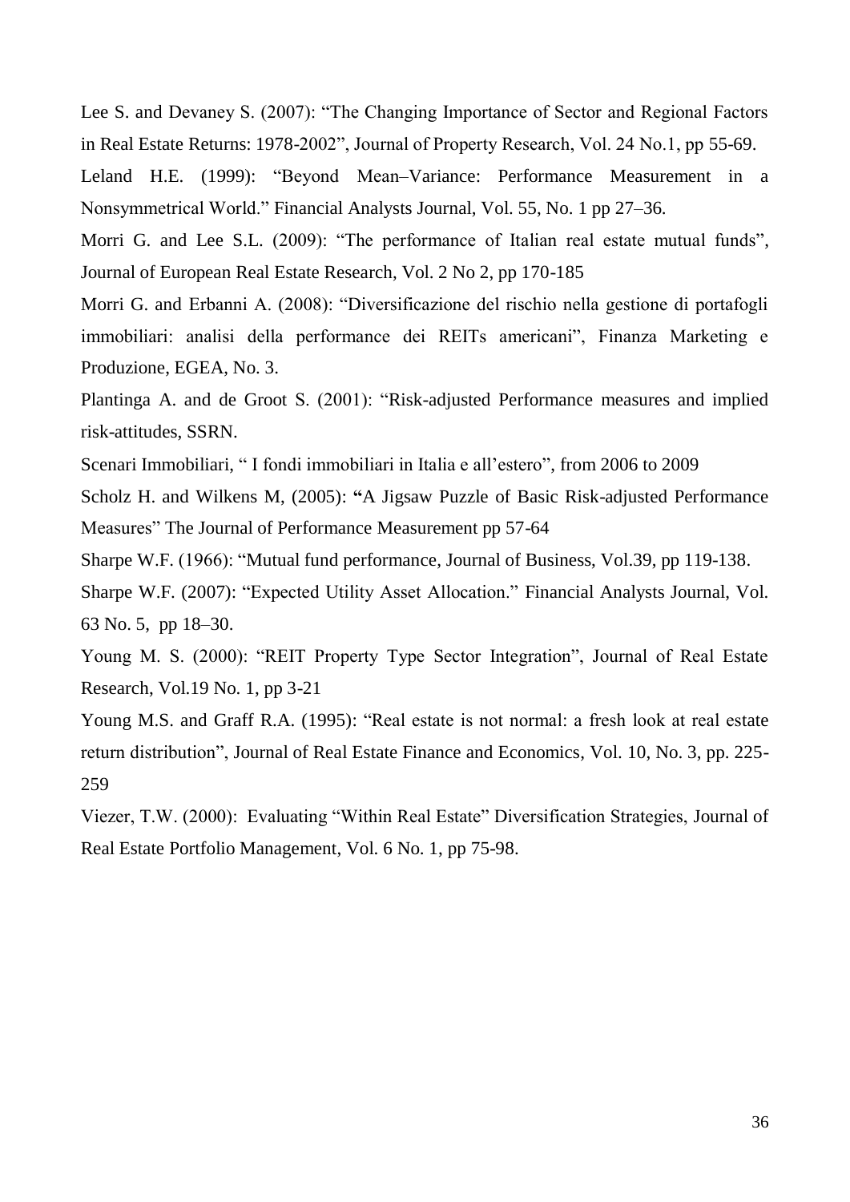Lee S. and Devaney S. (2007): "The Changing Importance of Sector and Regional Factors in Real Estate Returns: 1978-2002", Journal of Property Research, Vol. 24 No.1, pp 55-69.

Leland H.E. (1999): "Beyond Mean–Variance: Performance Measurement in a Nonsymmetrical World." Financial Analysts Journal, Vol. 55, No. 1 pp 27–36.

Morri G. and Lee S.L. (2009): "The performance of Italian real estate mutual funds", Journal of European Real Estate Research, Vol. 2 No 2, pp 170-185

Morri G. and Erbanni A. (2008): "Diversificazione del rischio nella gestione di portafogli immobiliari: analisi della performance dei REITs americani", Finanza Marketing e Produzione, EGEA, No. 3.

Plantinga A. and de Groot S. (2001): "Risk-adjusted Performance measures and implied risk-attitudes, SSRN.

Scenari Immobiliari, " I fondi immobiliari in Italia e all'estero", from 2006 to 2009

Scholz H. and Wilkens M, (2005): "A Jigsaw Puzzle of Basic Risk-adjusted Performance Measures" The Journal of Performance Measurement pp 57-64

Sharpe W.F. (1966): "Mutual fund performance, Journal of Business, Vol.39, pp 119-138.

Sharpe W.F. (2007): "Expected Utility Asset Allocation." Financial Analysts Journal, Vol. 63 No. 5, pp 18–30.

Young M. S. (2000): "REIT Property Type Sector Integration", Journal of Real Estate Research, Vol.19 No. 1, pp 3-21

Young M.S. and Graff R.A. (1995): "Real estate is not normal: a fresh look at real estate return distribution", Journal of Real Estate Finance and Economics, Vol. 10, No. 3, pp. 225-259

Viezer, T.W. (2000): Evaluating "Within Real Estate" Diversification Strategies, Journal of Real Estate Portfolio Management, Vol. 6 No. 1, pp 75-98.